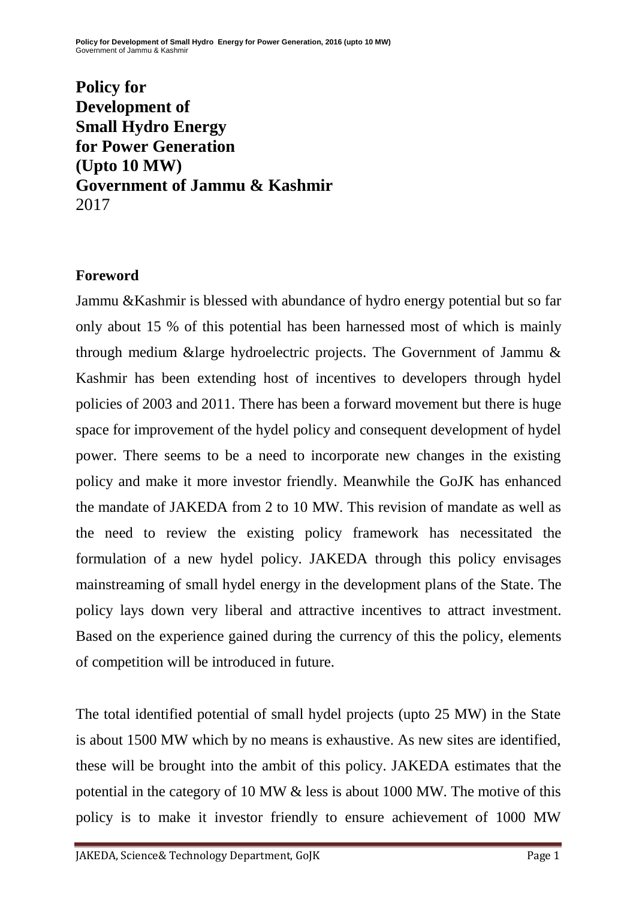# Policy for Development of Small Hydro Energy for Power Generation (Upto 10 MW) Government of Jammu & Kashmir

2017

## Foreword

Jammu &Kashmir is blessed with abundance of hydro energy potential but so far only about 15 % of this potential has been harnessed most of which is mainly through medium &large hydroelectric projects. The Government of Jammu & Kashmir has been extending host of incentives to developers through hydel policies of 2003 and 2011. There has been a forward movement but there is huge space for improvement of the hydel policy and consequent development of hydel power. There seems to be a need to incorporate new changes in the existing policy and make it more investor friendly. Meanwhile the GoJK has enhanced the mandate of JAKEDA from 2 to 10 MW. This revision of mandate as well as the need to review the existing policy framework has necessitated the formulation of a new hydel policy. JAKEDA through this policy envisages mainstreaming of small hydel energy in the development plans of the State. The policy lays down very liberal and attractive incentives to attract investment. Based on the experience gained during the currency of this the policy, elements of competition will be introduced in future.

The total identified potential of small hydel projects (upto 25 MW) in the State is about 1500 MW which by no means is exhaustive. As new sites are identified, these will be brought into the ambit of this policy. JAKEDA estimates that the potential in the category of 10 MW & less is about 1000 MW. The motive of this policy is to make it investor friendly to ensure achievement of 1000 MW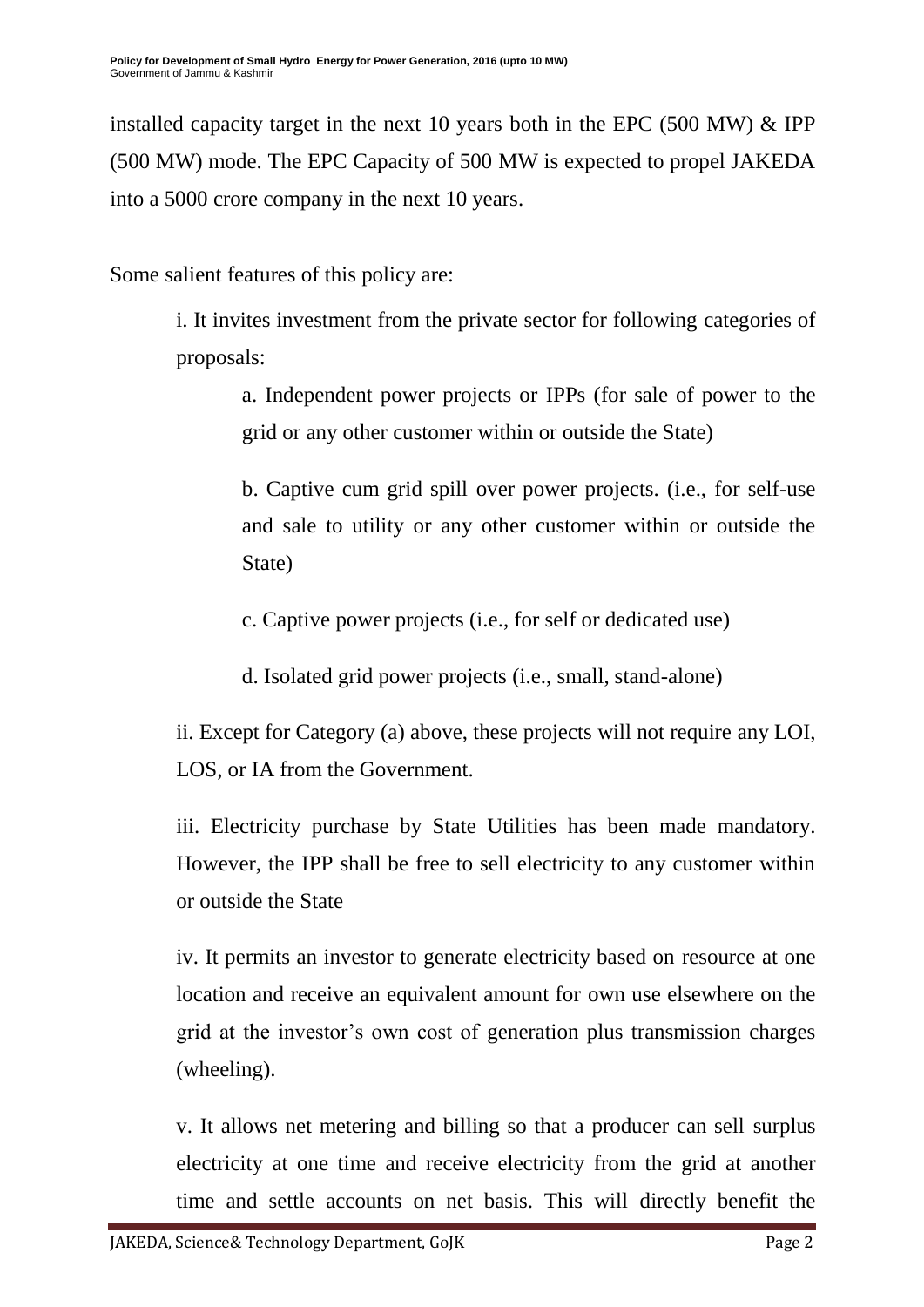installed capacity target in the next 10 years both in the EPC (500 MW) & IPP (500 MW) mode. The EPC Capacity of 500 MW is expected to propel JAKEDA into a 5000 crore company in the next 10 years.

Some salient features of this policy are:

i. It invites investment from the private sector for following categories of proposals:

a. Independent power projects or IPPs (for sale of power to the grid or any other customer within or outside the State)

b. Captive cum grid spill over power projects. (i.e., for self-use and sale to utility or any other customer within or outside the State)

c. Captive power projects (i.e., for self or dedicated use)

d. Isolated grid power projects (i.e., small, stand-alone)

ii. Except for Category (a) above, these projects will not require any LOI, LOS, or IA from the Government.

iii. Electricity purchase by State Utilities has been made mandatory. However, the IPP shall be free to sell electricity to any customer within or outside the State

iv. It permits an investor to generate electricity based on resource at one location and receive an equivalent amount for own use elsewhere on the grid at the investor's own cost of generation plus transmission charges (wheeling).

v. It allows net metering and billing so that a producer can sell surplus electricity at one time and receive electricity from the grid at another time and settle accounts on net basis. This will directly benefit the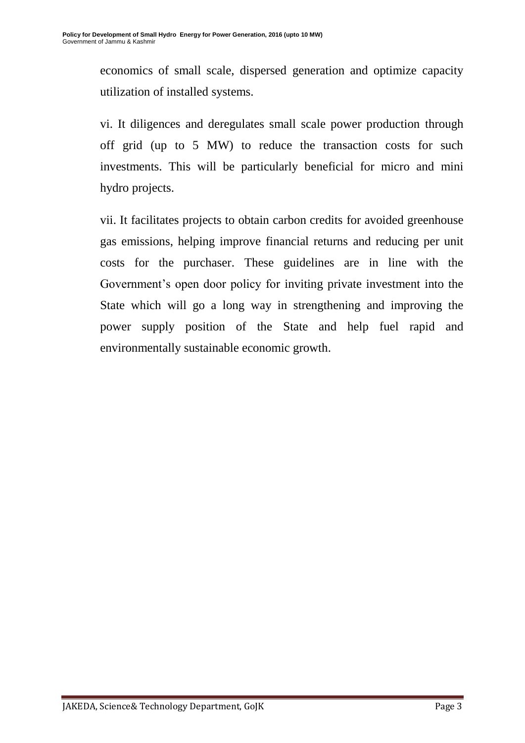economics of small scale, dispersed generation and optimize capacity utilization of installed systems.

vi. It diligences and deregulates small scale power production through off grid (up to 5 MW) to reduce the transaction costs for such investments. This will be particularly beneficial for micro and mini hydro projects.

vii. It facilitates projects to obtain carbon credits for avoided greenhouse gas emissions, helping improve financial returns and reducing per unit costs for the purchaser. These guidelines are in line with the Government's open door policy for inviting private investment into the State which will go a long way in strengthening and improving the power supply position of the State and help fuel rapid and environmentally sustainable economic growth.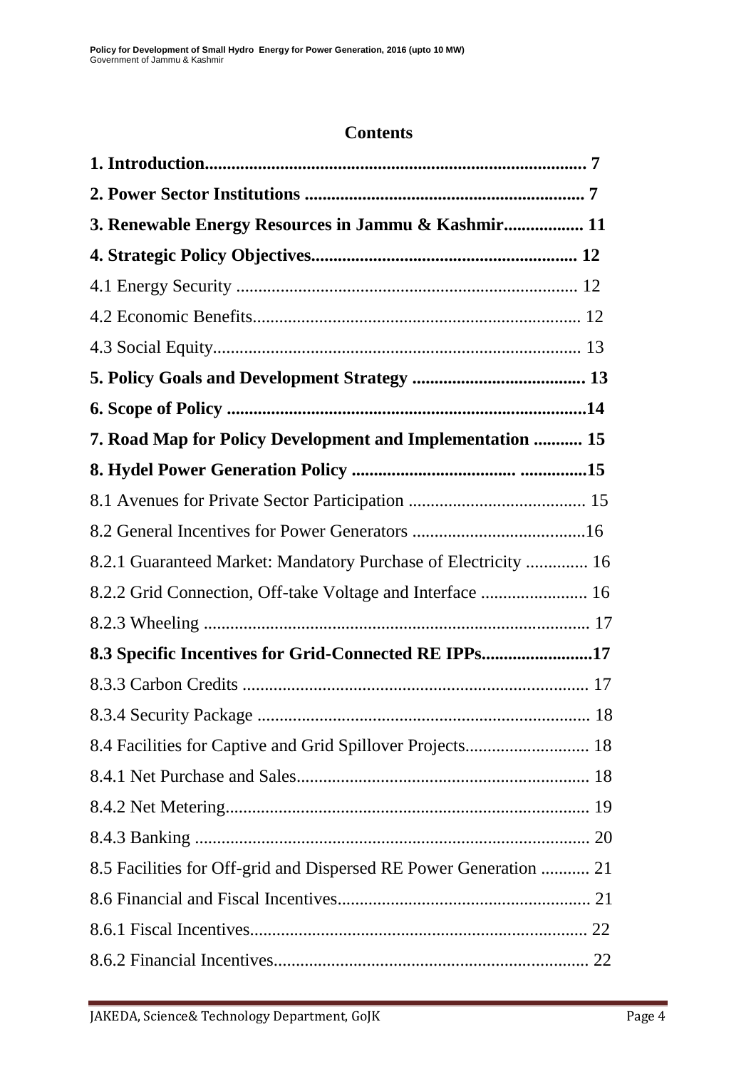# Contents

**1. Introduction........................................................................................ 7**

**2. Power Sector Institutions ................................................................ 7**

**3. Renewable Energy Resources in Jammu & Kashmir.................. 11**

**4. Strategic Policy Objectives............................................................ 12**

4.1 Energy Security ............................................................................ 12

4.2 Economic Benefits......................................................................... 12

4.3 Social Equity.................................................................................. 13

**5. Policy Goals and Development Strategy ....................................... 13**

**6. Scope of Policy ................................................................................14**

**7. Road Map for Policy Development and Implementation ........... 15**

**8. Hydel Power Generation Policy ..................................... ...............15**

8.1 Avenues for Private Sector Participation ........................................ 15

8.2 General Incentives for Power Generators .......................................16

8.2.1 Guaranteed Market: Mandatory Purchase of Electricity .............. 16

8.2.2 Grid Connection, Off-take Voltage and Interface ........................ 16

8.2.3 Wheeling ...................................................................................... 17

**8.3 Specific Incentives for Grid-Connected RE IPPs.........................17**

8.3.3 Carbon Credits ............................................................................. 17

8.3.4 Security Package ........................................................................... 18

8.4 Facilities for Captive and Grid Spillover Projects............................ 18

8.4.1 Net Purchase and Sales.................................................................. 18

8.4.2 Net Metering.................................................................................. 19

8.4.3 Banking .......................................................................................... 20

8.5 Facilities for Off-grid and Dispersed RE Power Generation ........... 21

8.6 Financial and Fiscal Incentives......................................................... 21

8.6.1 Fiscal Incentives............................................................................ 22

8.6.2 Financial Incentives....................................................................... 22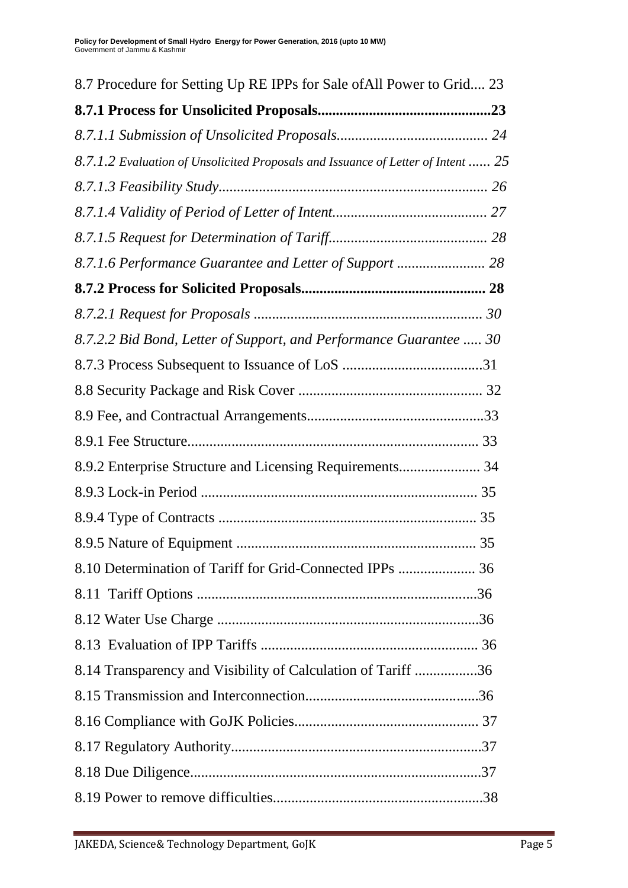8.7 Procedure for Setting Up RE IPPs for Sale ofAll Power to Grid.... 23

**8.7.1 Process for Unsolicited Proposals..............................................23**

*8.7.1.1 Submission of Unsolicited Proposals......................................... 24*

*8.7.1.2 Evaluation of Unsolicited Proposals and Issuance of Letter of Intent ...... 25*

*8.7.1.3 Feasibility Study........................................................................ 26*

*8.7.1.4 Validity of Period of Letter of Intent......................................... 27*

*8.7.1.5 Request for Determination of Tariff.......................................... 28*

*8.7.1.6 Performance Guarantee and Letter of Support ........................ 28*

**8.7.2 Process for Solicited Proposals................................................. 28**

*8.7.2.1 Request for Proposals ............................................................. 30*

*8.7.2.2 Bid Bond, Letter of Support, and Performance Guarantee ..... 30*

8.7.3 Process Subsequent to Issuance of LoS ......................................31

8.8 Security Package and Risk Cover ................................................. 32

8.9 Fee, and Contractual Arrangements................................................33

8.9.1 Fee Structure.............................................................................. 33

8.9.2 Enterprise Structure and Licensing Requirements...................... 34

8.9.3 Lock-in Period .......................................................................... 35

8.9.4 Type of Contracts ..................................................................... 35

8.9.5 Nature of Equipment ................................................................ 35

8.10 Determination of Tariff for Grid-Connected IPPs ..................... 36

8.11 Tariff Options ............................................................................36

8.12 Water Use Charge ......................................................................36

8.13 Evaluation of IPP Tariffs .......................................................... 36

8.14 Transparency and Visibility of Calculation of Tariff .................36

8.15 Transmission and Interconnection...............................................36

8.16 Compliance with GoJK Policies................................................. 37

8.17 Regulatory Authority...................................................................37

8.18 Due Diligence..............................................................................37

8.19 Power to remove difficulties........................................................38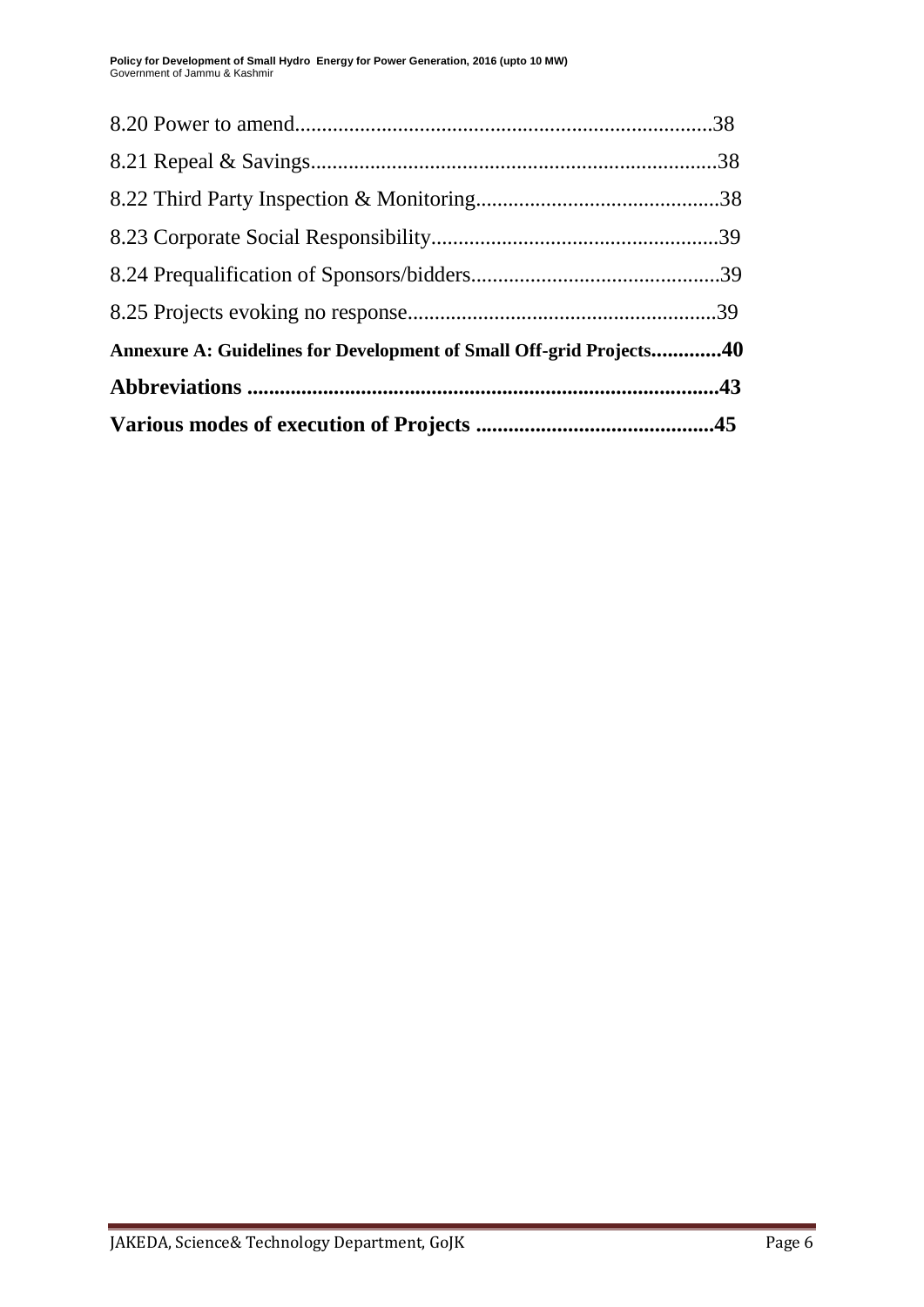8.20 Power to amend............................................................................38

8.21 Repeal & Savings..........................................................................38

8.22 Third Party Inspection & Monitoring.............................................38

8.23 Corporate Social Responsibility.....................................................39

8.24 Prequalification of Sponsors/bidders.............................................39

8.25 Projects evoking no response.........................................................39

**Annexure A: Guidelines for Development of Small Off-grid Projects.............40**

**Abbreviations .....................................................................................43**

**Various modes of execution of Projects ...........................................45**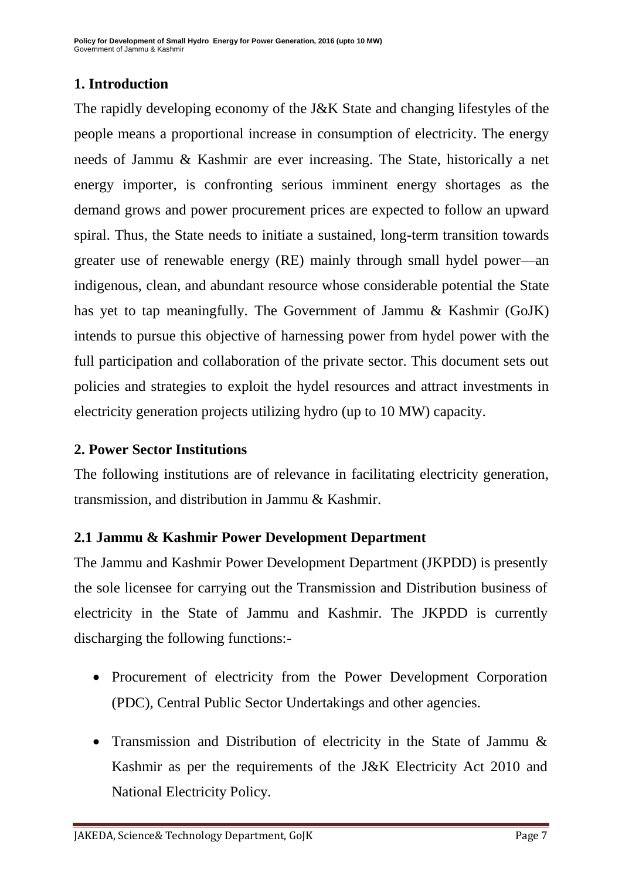## 1. Introduction

The rapidly developing economy of the J&K State and changing lifestyles of the people means a proportional increase in consumption of electricity. The energy needs of Jammu & Kashmir are ever increasing. The State, historically a net energy importer, is confronting serious imminent energy shortages as the demand grows and power procurement prices are expected to follow an upward spiral. Thus, the State needs to initiate a sustained, long-term transition towards greater use of renewable energy (RE) mainly through small hydel power—an indigenous, clean, and abundant resource whose considerable potential the State has yet to tap meaningfully. The Government of Jammu & Kashmir (GoJK) intends to pursue this objective of harnessing power from hydel power with the full participation and collaboration of the private sector. This document sets out policies and strategies to exploit the hydel resources and attract investments in electricity generation projects utilizing hydro (up to 10 MW) capacity.

## 2. Power Sector Institutions

The following institutions are of relevance in facilitating electricity generation, transmission, and distribution in Jammu & Kashmir.

### 2.1 Jammu & Kashmir Power Development Department

The Jammu and Kashmir Power Development Department (JKPDD) is presently the sole licensee for carrying out the Transmission and Distribution business of electricity in the State of Jammu and Kashmir. The JKPDD is currently discharging the following functions:-

- Procurement of electricity from the Power Development Corporation (PDC), Central Public Sector Undertakings and other agencies.
- Transmission and Distribution of electricity in the State of Jammu & Kashmir as per the requirements of the J&K Electricity Act 2010 and National Electricity Policy.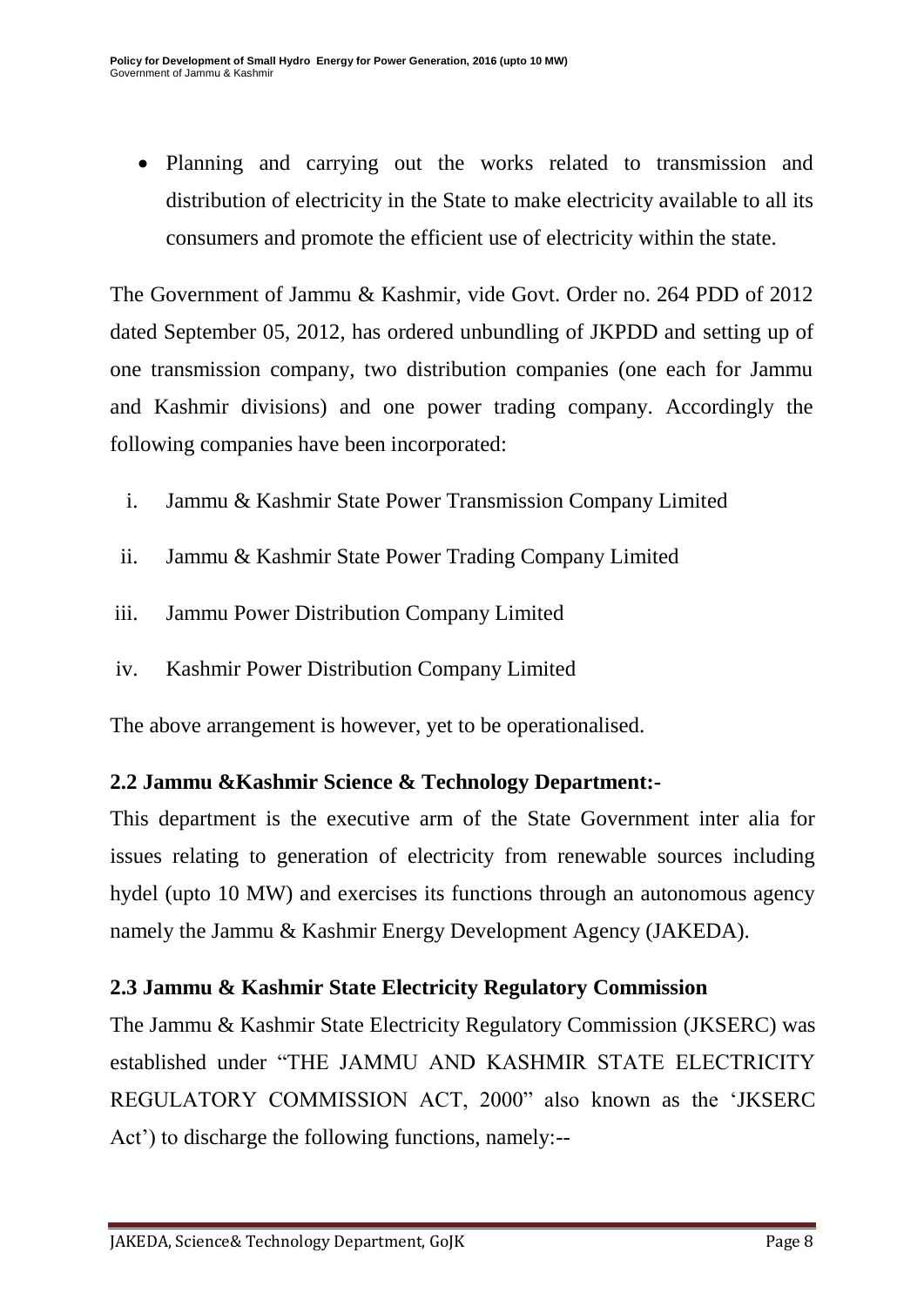- Planning and carrying out the works related to transmission and distribution of electricity in the State to make electricity available to all its consumers and promote the efficient use of electricity within the state.

The Government of Jammu & Kashmir, vide Govt. Order no. 264 PDD of 2012 dated September 05, 2012, has ordered unbundling of JKPDD and setting up of one transmission company, two distribution companies (one each for Jammu and Kashmir divisions) and one power trading company. Accordingly the following companies have been incorporated:

i. Jammu & Kashmir State Power Transmission Company Limited

ii. Jammu & Kashmir State Power Trading Company Limited

iii. Jammu Power Distribution Company Limited

iv. Kashmir Power Distribution Company Limited

The above arrangement is however, yet to be operationalised.

### 2.2 Jammu &Kashmir Science & Technology Department:-

This department is the executive arm of the State Government inter alia for issues relating to generation of electricity from renewable sources including hydel (upto 10 MW) and exercises its functions through an autonomous agency namely the Jammu & Kashmir Energy Development Agency (JAKEDA).

### 2.3 Jammu & Kashmir State Electricity Regulatory Commission

The Jammu & Kashmir State Electricity Regulatory Commission (JKSERC) was established under "THE JAMMU AND KASHMIR STATE ELECTRICITY REGULATORY COMMISSION ACT, 2000" also known as the 'JKSERC Act') to discharge the following functions, namely:--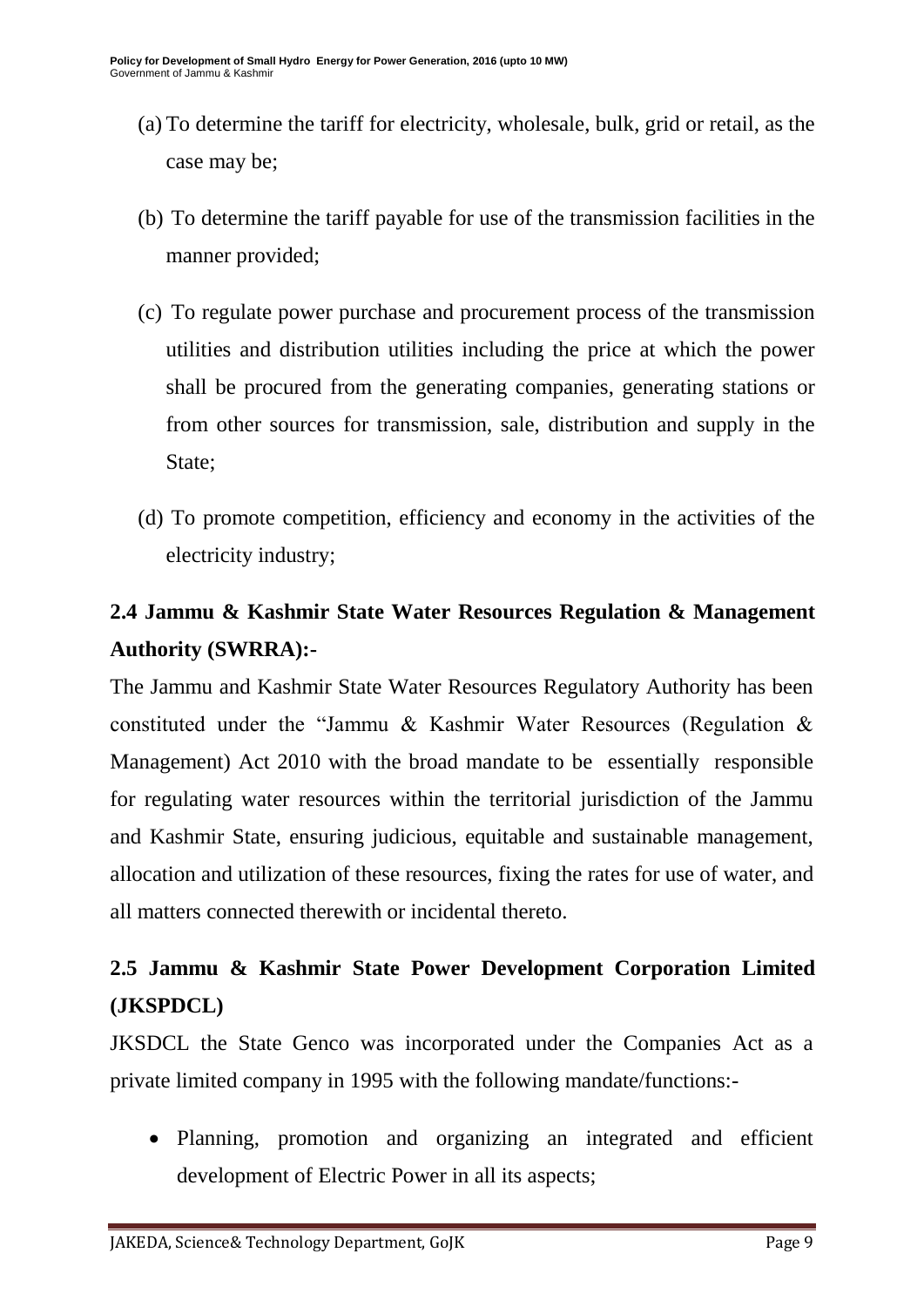(a) To determine the tariff for electricity, wholesale, bulk, grid or retail, as the case may be;

(b) To determine the tariff payable for use of the transmission facilities in the manner provided;

(c) To regulate power purchase and procurement process of the transmission utilities and distribution utilities including the price at which the power shall be procured from the generating companies, generating stations or from other sources for transmission, sale, distribution and supply in the State;

(d) To promote competition, efficiency and economy in the activities of the electricity industry;

## 2.4 Jammu & Kashmir State Water Resources Regulation & Management Authority (SWRRA):-

The Jammu and Kashmir State Water Resources Regulatory Authority has been constituted under the "Jammu & Kashmir Water Resources (Regulation & Management) Act 2010 with the broad mandate to be essentially responsible for regulating water resources within the territorial jurisdiction of the Jammu and Kashmir State, ensuring judicious, equitable and sustainable management, allocation and utilization of these resources, fixing the rates for use of water, and all matters connected therewith or incidental thereto.

## 2.5 Jammu & Kashmir State Power Development Corporation Limited (JKSPDCL)

JKSDCL the State Genco was incorporated under the Companies Act as a private limited company in 1995 with the following mandate/functions:-

- Planning, promotion and organizing an integrated and efficient development of Electric Power in all its aspects;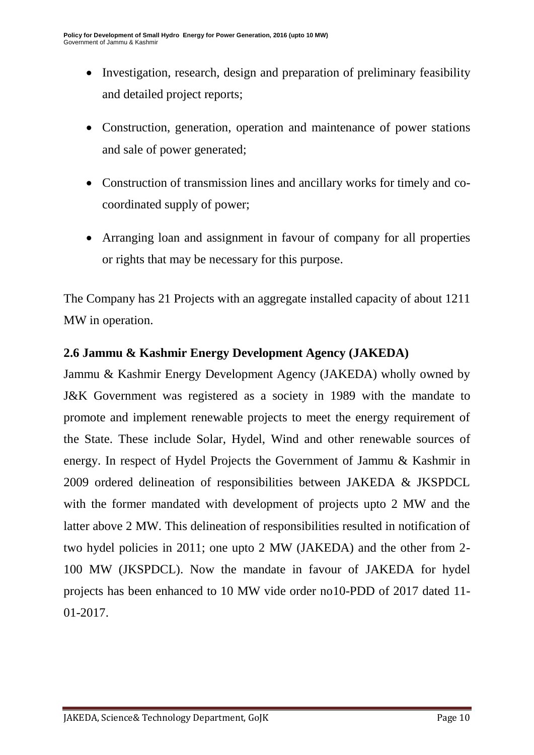- Investigation, research, design and preparation of preliminary feasibility and detailed project reports;
- Construction, generation, operation and maintenance of power stations and sale of power generated;
- Construction of transmission lines and ancillary works for timely and co-coordinated supply of power;
- Arranging loan and assignment in favour of company for all properties or rights that may be necessary for this purpose.

The Company has 21 Projects with an aggregate installed capacity of about 1211 MW in operation.

## 2.6 Jammu & Kashmir Energy Development Agency (JAKEDA)

Jammu & Kashmir Energy Development Agency (JAKEDA) wholly owned by J&K Government was registered as a society in 1989 with the mandate to promote and implement renewable projects to meet the energy requirement of the State. These include Solar, Hydel, Wind and other renewable sources of energy. In respect of Hydel Projects the Government of Jammu & Kashmir in 2009 ordered delineation of responsibilities between JAKEDA & JKSPDCL with the former mandated with development of projects upto 2 MW and the latter above 2 MW. This delineation of responsibilities resulted in notification of two hydel policies in 2011; one upto 2 MW (JAKEDA) and the other from 2-100 MW (JKSPDCL). Now the mandate in favour of JAKEDA for hydel projects has been enhanced to 10 MW vide order no10-PDD of 2017 dated 11-01-2017.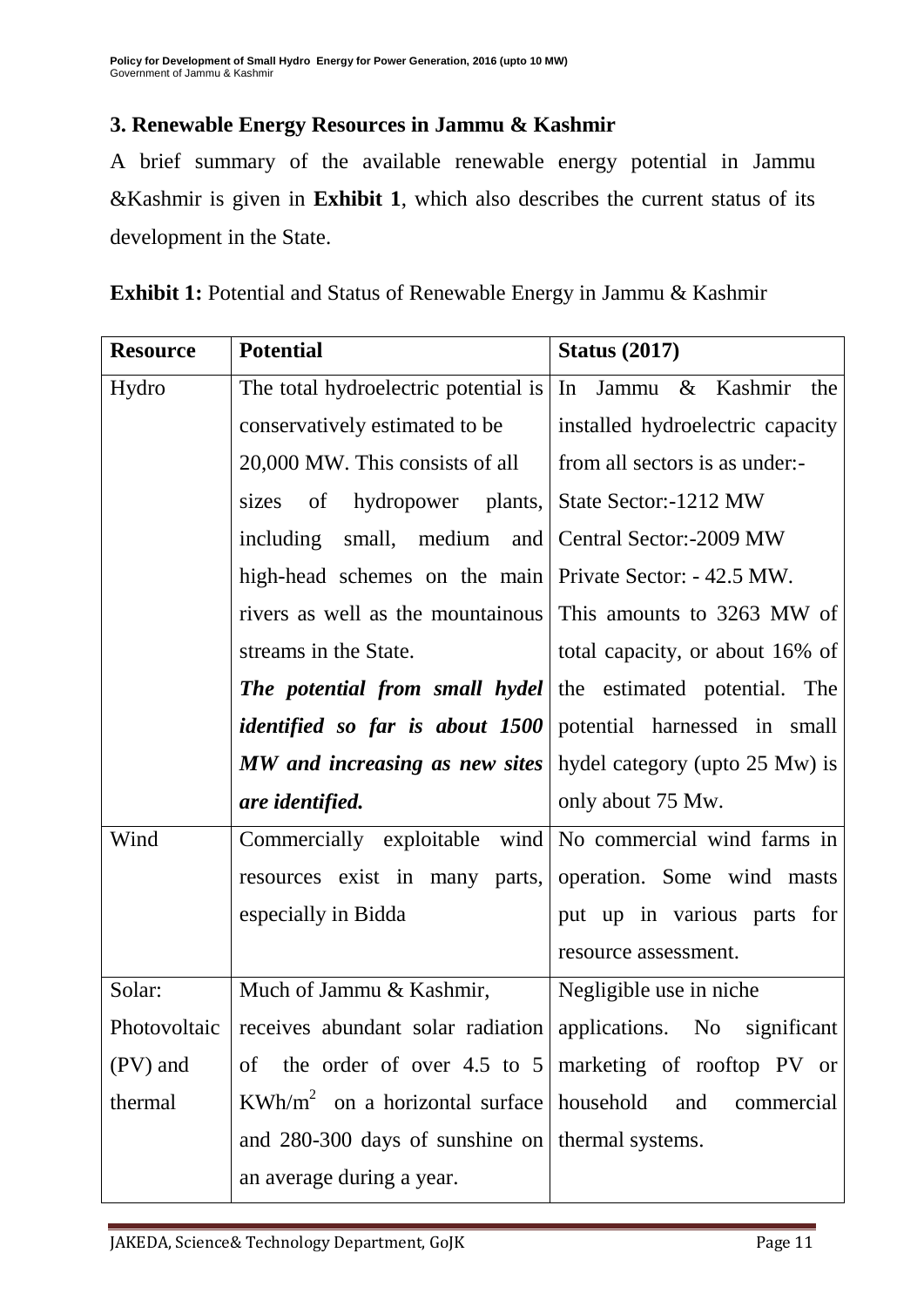## 3. Renewable Energy Resources in Jammu & Kashmir

A brief summary of the available renewable energy potential in Jammu &Kashmir is given in **Exhibit 1**, which also describes the current status of its development in the State.

**Exhibit 1:** Potential and Status of Renewable Energy in Jammu & Kashmir

| **Resource** | **Potential** | **Status (2017)** |
|---|---|---|
| Hydro | The total hydroelectric potential is conservatively estimated to be 20,000 MW. This consists of all sizes of hydropower plants, including small, medium and high-head schemes on the main rivers as well as the mountainous streams in the State. ***The potential from small hydel identified so far is about 1500 MW and increasing as new sites are identified.*** | In Jammu & Kashmir the installed hydroelectric capacity from all sectors is as under:- State Sector:-1212 MW Central Sector:-2009 MW Private Sector: - 42.5 MW. This amounts to 3263 MW of total capacity, or about 16% of the estimated potential. The potential harnessed in small hydel category (upto 25 Mw) is only about 75 Mw. |
| Wind | Commercially exploitable wind resources exist in many parts, especially in Bidda | No commercial wind farms in operation. Some wind masts put up in various parts for resource assessment. |
| Solar: Photovoltaic (PV) and thermal | Much of Jammu & Kashmir, receives abundant solar radiation of the order of over 4.5 to 5 $KWh/m^2$ on a horizontal surface and 280-300 days of sunshine on an average during a year. | Negligible use in niche applications. No significant marketing of rooftop PV or household and commercial thermal systems. |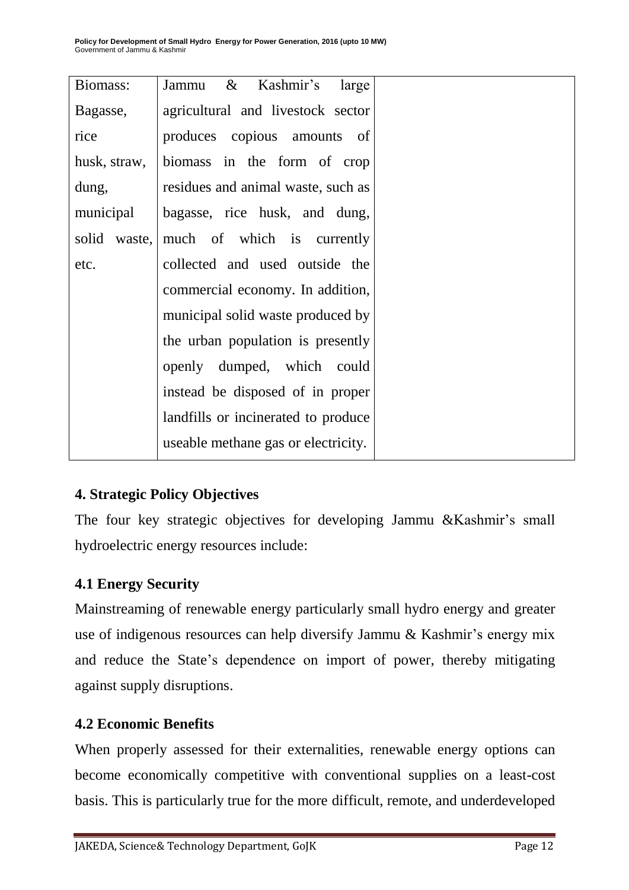| Biomass: Bagasse, rice husk, straw, dung, municipal solid waste, etc. | Jammu & Kashmir's large agricultural and livestock sector produces copious amounts of biomass in the form of crop residues and animal waste, such as bagasse, rice husk, and dung, much of which is currently collected and used outside the commercial economy. In addition, municipal solid waste produced by the urban population is presently openly dumped, which could instead be disposed of in proper landfills or incinerated to produce useable methane gas or electricity. | |
|---|---|---|

## 4. Strategic Policy Objectives

The four key strategic objectives for developing Jammu &Kashmir's small hydroelectric energy resources include:

### 4.1 Energy Security

Mainstreaming of renewable energy particularly small hydro energy and greater use of indigenous resources can help diversify Jammu & Kashmir's energy mix and reduce the State's dependence on import of power, thereby mitigating against supply disruptions.

### 4.2 Economic Benefits

When properly assessed for their externalities, renewable energy options can become economically competitive with conventional supplies on a least-cost basis. This is particularly true for the more difficult, remote, and underdeveloped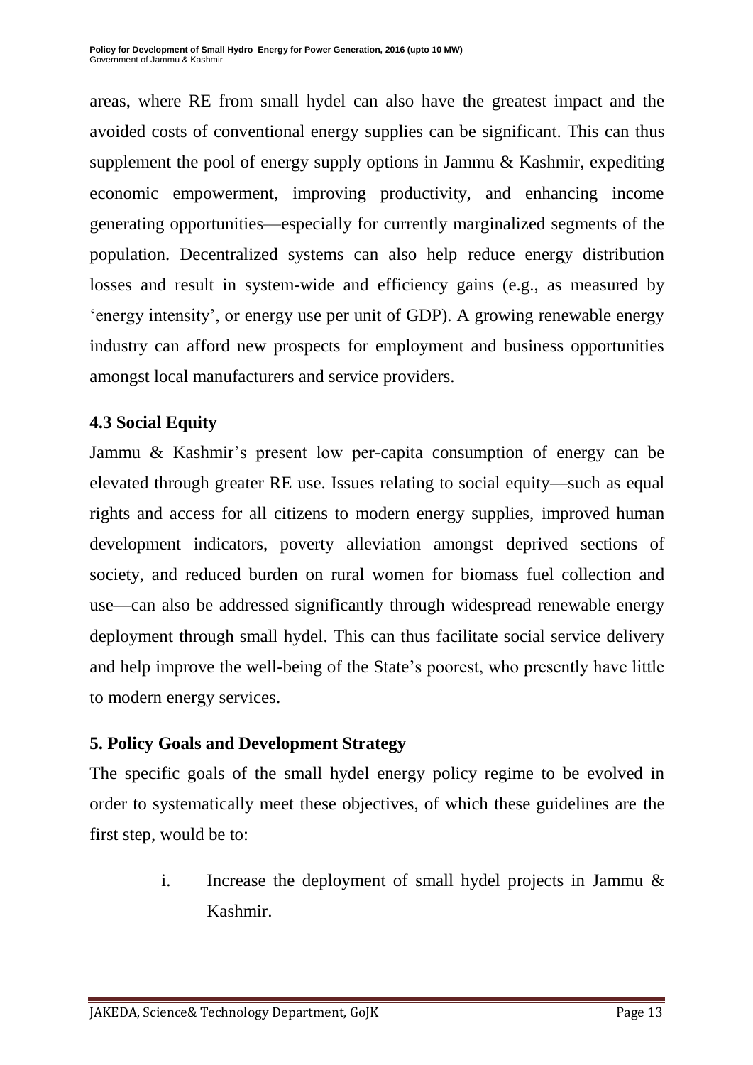areas, where RE from small hydel can also have the greatest impact and the avoided costs of conventional energy supplies can be significant. This can thus supplement the pool of energy supply options in Jammu & Kashmir, expediting economic empowerment, improving productivity, and enhancing income generating opportunities—especially for currently marginalized segments of the population. Decentralized systems can also help reduce energy distribution losses and result in system-wide and efficiency gains (e.g., as measured by 'energy intensity', or energy use per unit of GDP). A growing renewable energy industry can afford new prospects for employment and business opportunities amongst local manufacturers and service providers.

### 4.3 Social Equity

Jammu & Kashmir's present low per-capita consumption of energy can be elevated through greater RE use. Issues relating to social equity—such as equal rights and access for all citizens to modern energy supplies, improved human development indicators, poverty alleviation amongst deprived sections of society, and reduced burden on rural women for biomass fuel collection and use—can also be addressed significantly through widespread renewable energy deployment through small hydel. This can thus facilitate social service delivery and help improve the well-being of the State's poorest, who presently have little to modern energy services.

## 5. Policy Goals and Development Strategy

The specific goals of the small hydel energy policy regime to be evolved in order to systematically meet these objectives, of which these guidelines are the first step, would be to:

i. Increase the deployment of small hydel projects in Jammu & Kashmir.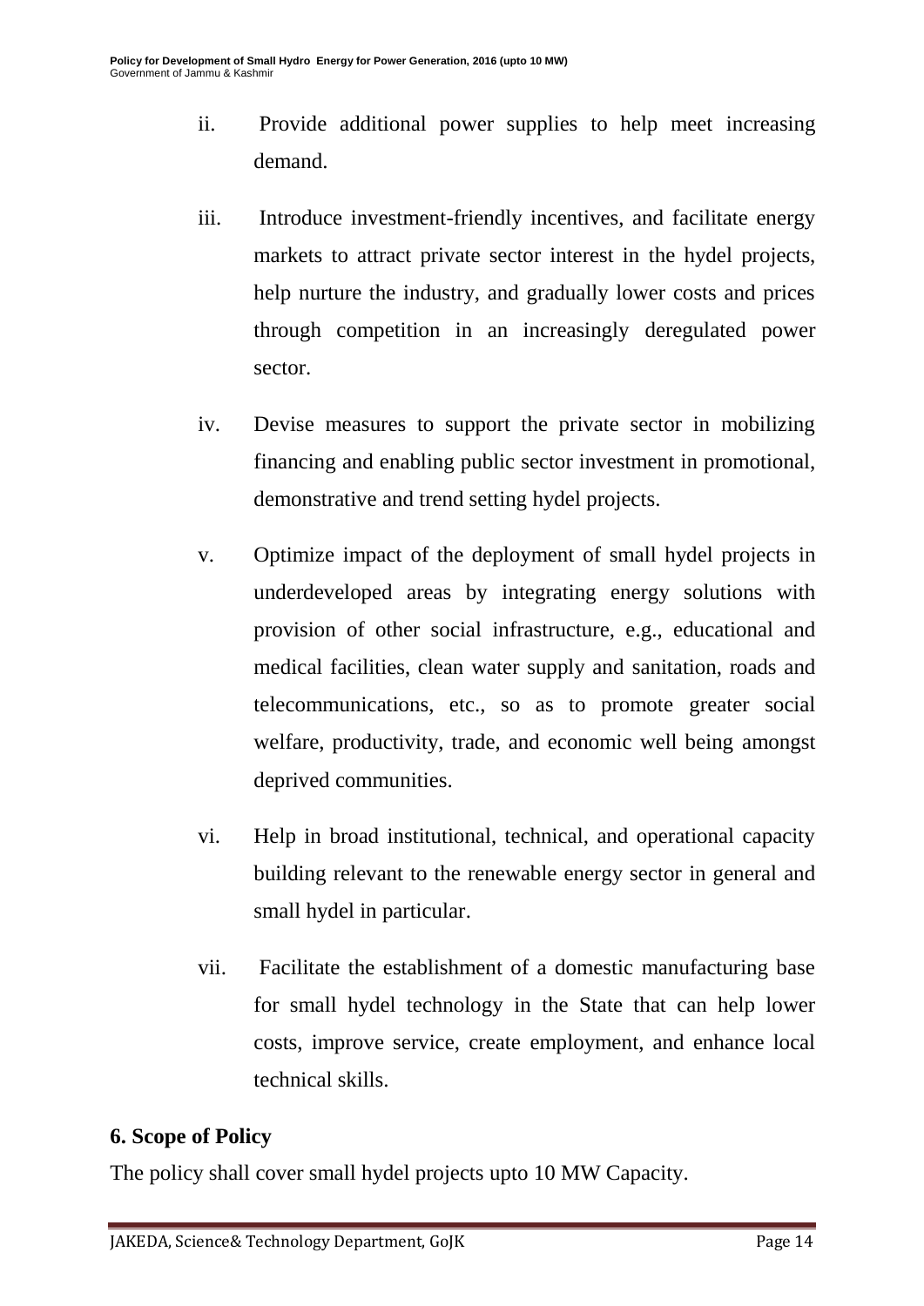ii. Provide additional power supplies to help meet increasing demand.

iii. Introduce investment-friendly incentives, and facilitate energy markets to attract private sector interest in the hydel projects, help nurture the industry, and gradually lower costs and prices through competition in an increasingly deregulated power sector.

iv. Devise measures to support the private sector in mobilizing financing and enabling public sector investment in promotional, demonstrative and trend setting hydel projects.

v. Optimize impact of the deployment of small hydel projects in underdeveloped areas by integrating energy solutions with provision of other social infrastructure, e.g., educational and medical facilities, clean water supply and sanitation, roads and telecommunications, etc., so as to promote greater social welfare, productivity, trade, and economic well being amongst deprived communities.

vi. Help in broad institutional, technical, and operational capacity building relevant to the renewable energy sector in general and small hydel in particular.

vii. Facilitate the establishment of a domestic manufacturing base for small hydel technology in the State that can help lower costs, improve service, create employment, and enhance local technical skills.

## 6. Scope of Policy

The policy shall cover small hydel projects upto 10 MW Capacity.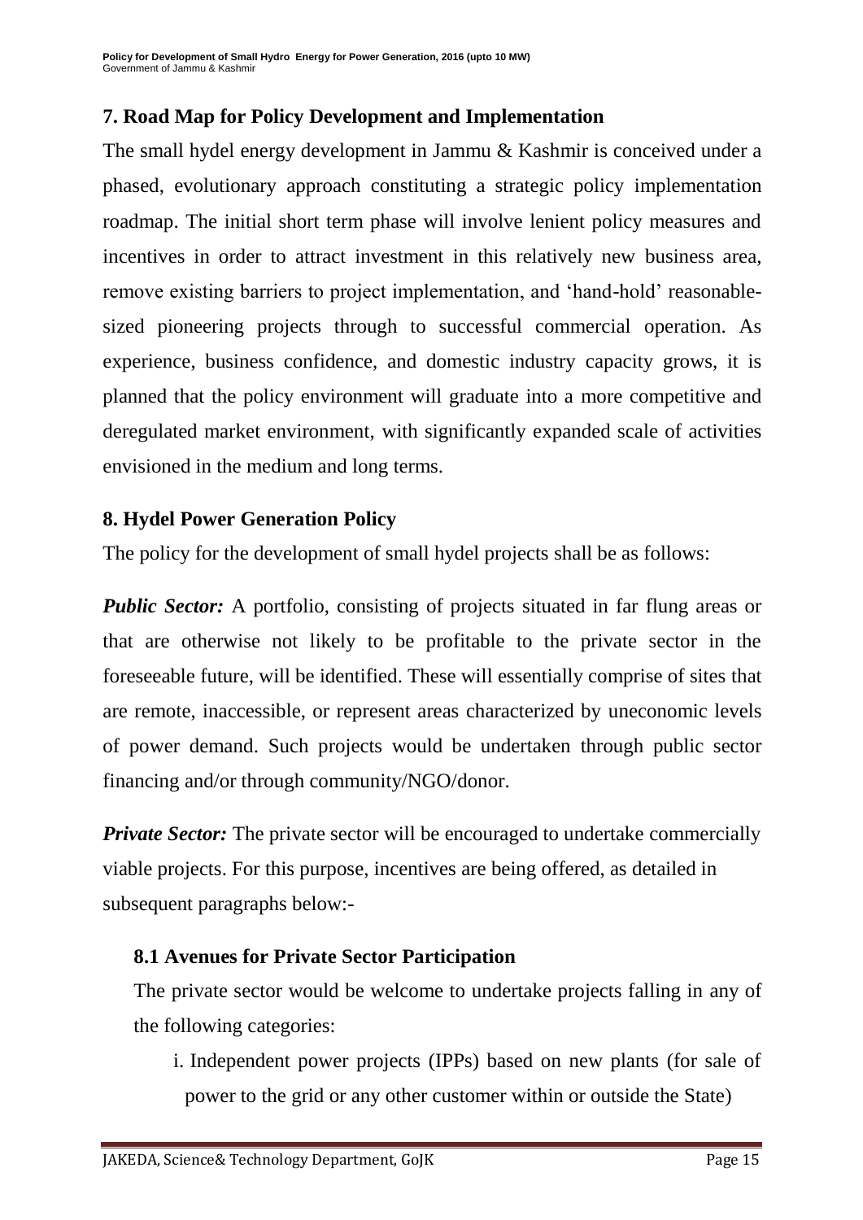## 7. Road Map for Policy Development and Implementation

The small hydel energy development in Jammu & Kashmir is conceived under a phased, evolutionary approach constituting a strategic policy implementation roadmap. The initial short term phase will involve lenient policy measures and incentives in order to attract investment in this relatively new business area, remove existing barriers to project implementation, and 'hand-hold' reasonable-sized pioneering projects through to successful commercial operation. As experience, business confidence, and domestic industry capacity grows, it is planned that the policy environment will graduate into a more competitive and deregulated market environment, with significantly expanded scale of activities envisioned in the medium and long terms.

## 8. Hydel Power Generation Policy

The policy for the development of small hydel projects shall be as follows:

***Public Sector:*** A portfolio, consisting of projects situated in far flung areas or that are otherwise not likely to be profitable to the private sector in the foreseeable future, will be identified. These will essentially comprise of sites that are remote, inaccessible, or represent areas characterized by uneconomic levels of power demand. Such projects would be undertaken through public sector financing and/or through community/NGO/donor.

***Private Sector:*** The private sector will be encouraged to undertake commercially viable projects. For this purpose, incentives are being offered, as detailed in subsequent paragraphs below:-

### 8.1 Avenues for Private Sector Participation

The private sector would be welcome to undertake projects falling in any of the following categories:

i. Independent power projects (IPPs) based on new plants (for sale of power to the grid or any other customer within or outside the State)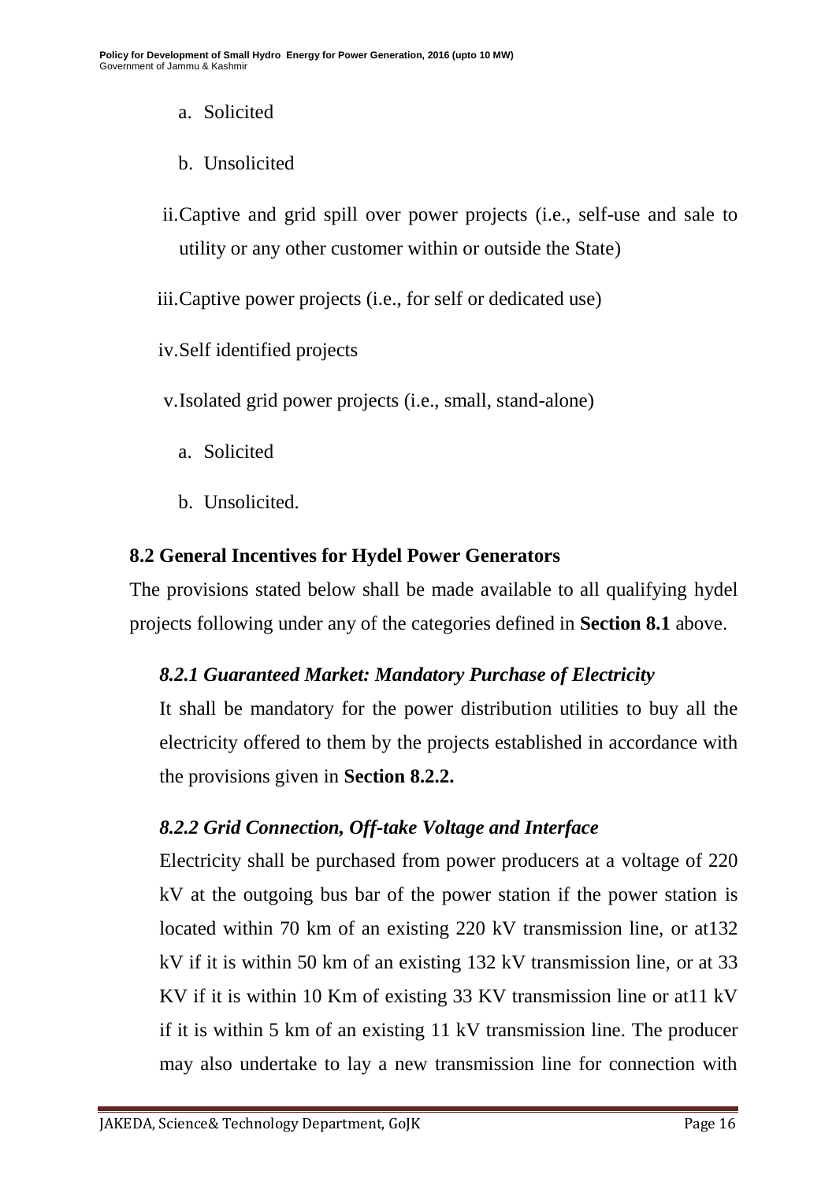a. Solicited

b. Unsolicited

ii. Captive and grid spill over power projects (i.e., self-use and sale to utility or any other customer within or outside the State)

iii. Captive power projects (i.e., for self or dedicated use)

iv. Self identified projects

v. Isolated grid power projects (i.e., small, stand-alone)

a. Solicited

b. Unsolicited.

### 8.2 General Incentives for Hydel Power Generators

The provisions stated below shall be made available to all qualifying hydel projects following under any of the categories defined in **Section 8.1** above.

#### *8.2.1 Guaranteed Market: Mandatory Purchase of Electricity*

It shall be mandatory for the power distribution utilities to buy all the electricity offered to them by the projects established in accordance with the provisions given in **Section 8.2.2.**

#### *8.2.2 Grid Connection, Off-take Voltage and Interface*

Electricity shall be purchased from power producers at a voltage of 220 kV at the outgoing bus bar of the power station if the power station is located within 70 km of an existing 220 kV transmission line, or at132 kV if it is within 50 km of an existing 132 kV transmission line, or at 33 KV if it is within 10 Km of existing 33 KV transmission line or at11 kV if it is within 5 km of an existing 11 kV transmission line. The producer may also undertake to lay a new transmission line for connection with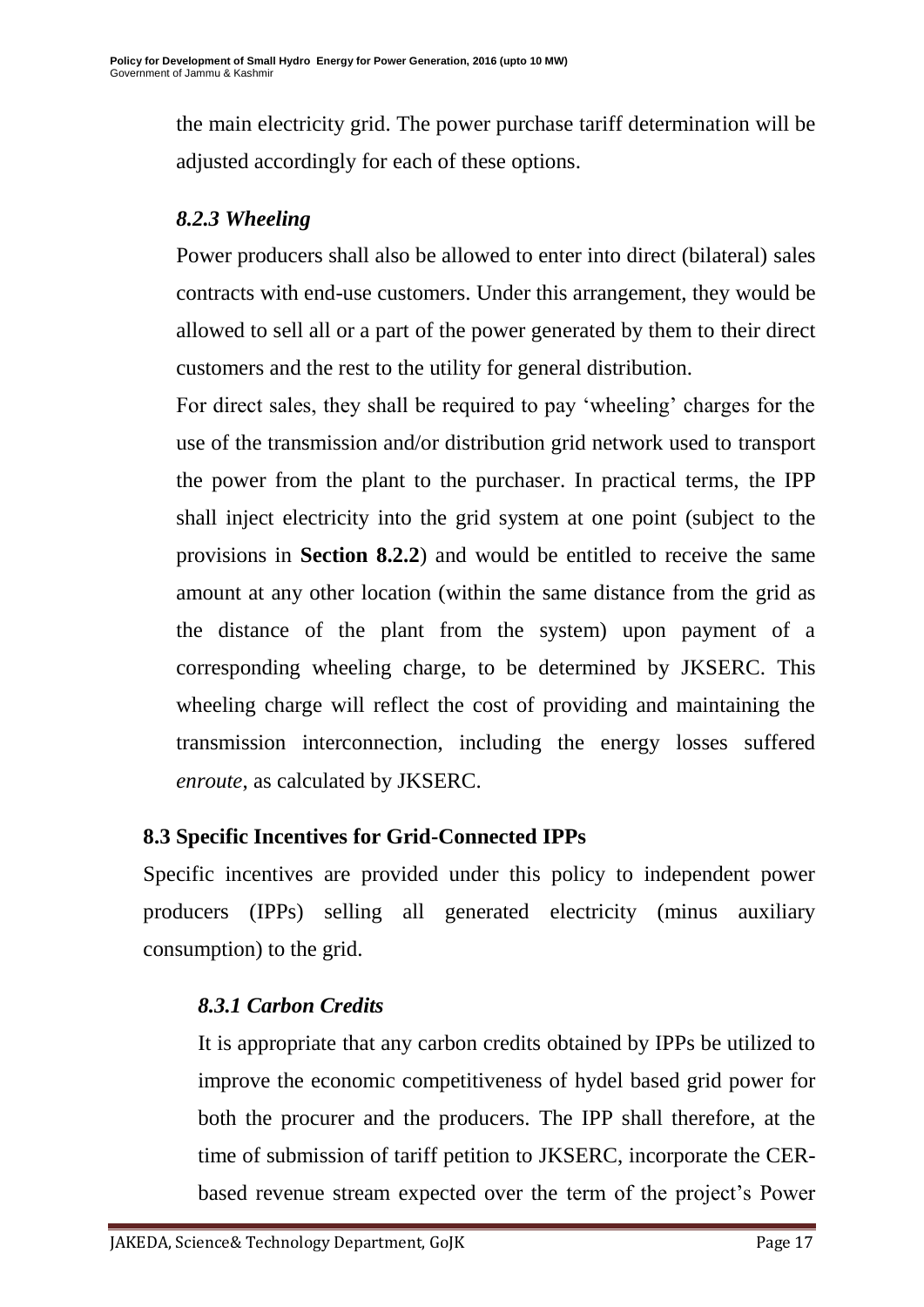the main electricity grid. The power purchase tariff determination will be adjusted accordingly for each of these options.

#### *8.2.3 Wheeling*

Power producers shall also be allowed to enter into direct (bilateral) sales contracts with end-use customers. Under this arrangement, they would be allowed to sell all or a part of the power generated by them to their direct customers and the rest to the utility for general distribution.

For direct sales, they shall be required to pay 'wheeling' charges for the use of the transmission and/or distribution grid network used to transport the power from the plant to the purchaser. In practical terms, the IPP shall inject electricity into the grid system at one point (subject to the provisions in **Section 8.2.2**) and would be entitled to receive the same amount at any other location (within the same distance from the grid as the distance of the plant from the system) upon payment of a corresponding wheeling charge, to be determined by JKSERC. This wheeling charge will reflect the cost of providing and maintaining the transmission interconnection, including the energy losses suffered *enroute*, as calculated by JKSERC.

### 8.3 Specific Incentives for Grid-Connected IPPs

Specific incentives are provided under this policy to independent power producers (IPPs) selling all generated electricity (minus auxiliary consumption) to the grid.

#### *8.3.1 Carbon Credits*

It is appropriate that any carbon credits obtained by IPPs be utilized to improve the economic competitiveness of hydel based grid power for both the procurer and the producers. The IPP shall therefore, at the time of submission of tariff petition to JKSERC, incorporate the CER-based revenue stream expected over the term of the project's Power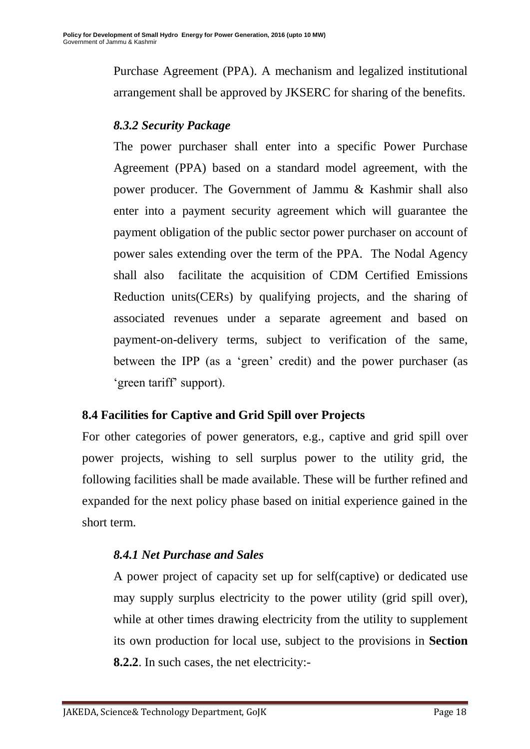Purchase Agreement (PPA). A mechanism and legalized institutional arrangement shall be approved by JKSERC for sharing of the benefits.

### *8.3.2 Security Package*

The power purchaser shall enter into a specific Power Purchase Agreement (PPA) based on a standard model agreement, with the power producer. The Government of Jammu & Kashmir shall also enter into a payment security agreement which will guarantee the payment obligation of the public sector power purchaser on account of power sales extending over the term of the PPA. The Nodal Agency shall also facilitate the acquisition of CDM Certified Emissions Reduction units(CERs) by qualifying projects, and the sharing of associated revenues under a separate agreement and based on payment-on-delivery terms, subject to verification of the same, between the IPP (as a 'green' credit) and the power purchaser (as 'green tariff' support).

## 8.4 Facilities for Captive and Grid Spill over Projects

For other categories of power generators, e.g., captive and grid spill over power projects, wishing to sell surplus power to the utility grid, the following facilities shall be made available. These will be further refined and expanded for the next policy phase based on initial experience gained in the short term.

### *8.4.1 Net Purchase and Sales*

A power project of capacity set up for self(captive) or dedicated use may supply surplus electricity to the power utility (grid spill over), while at other times drawing electricity from the utility to supplement its own production for local use, subject to the provisions in **Section 8.2.2**. In such cases, the net electricity:-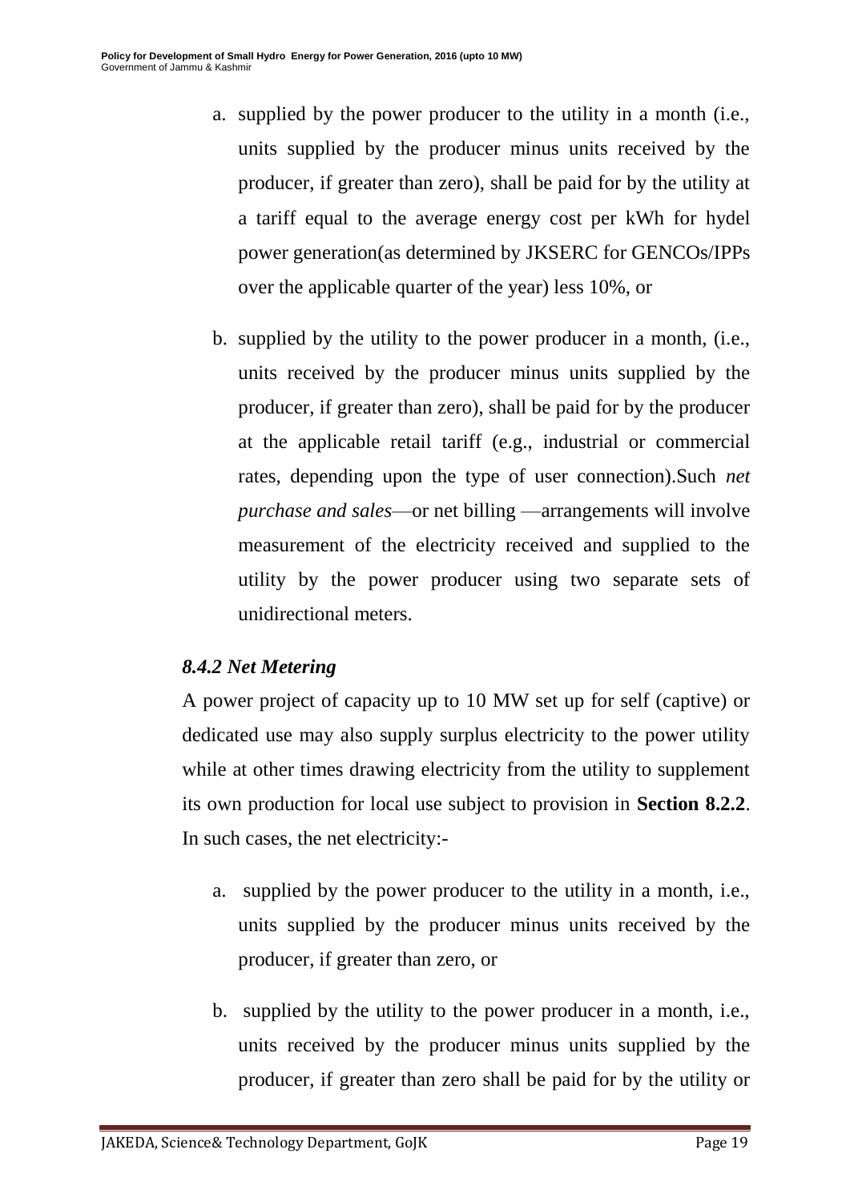a. supplied by the power producer to the utility in a month (i.e., units supplied by the producer minus units received by the producer, if greater than zero), shall be paid for by the utility at a tariff equal to the average energy cost per kWh for hydel power generation(as determined by JKSERC for GENCOs/IPPs over the applicable quarter of the year) less 10%, or

b. supplied by the utility to the power producer in a month, (i.e., units received by the producer minus units supplied by the producer, if greater than zero), shall be paid for by the producer at the applicable retail tariff (e.g., industrial or commercial rates, depending upon the type of user connection).Such *net purchase and sales*—or net billing —arrangements will involve measurement of the electricity received and supplied to the utility by the power producer using two separate sets of unidirectional meters.

### *8.4.2 Net Metering*

A power project of capacity up to 10 MW set up for self (captive) or dedicated use may also supply surplus electricity to the power utility while at other times drawing electricity from the utility to supplement its own production for local use subject to provision in **Section 8.2.2**. In such cases, the net electricity:-

a. supplied by the power producer to the utility in a month, i.e., units supplied by the producer minus units received by the producer, if greater than zero, or

b. supplied by the utility to the power producer in a month, i.e., units received by the producer minus units supplied by the producer, if greater than zero shall be paid for by the utility or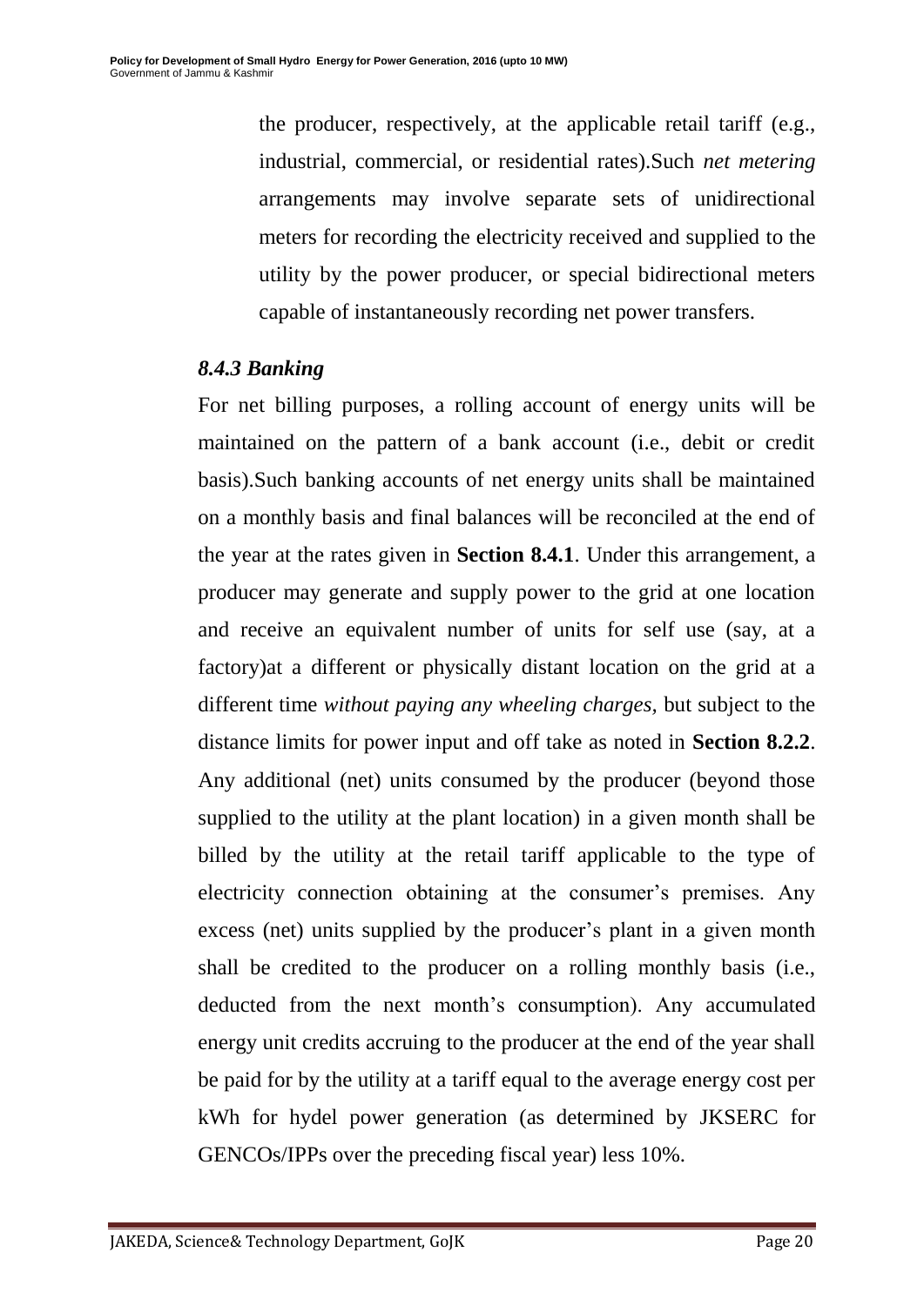the producer, respectively, at the applicable retail tariff (e.g., industrial, commercial, or residential rates).Such *net metering* arrangements may involve separate sets of unidirectional meters for recording the electricity received and supplied to the utility by the power producer, or special bidirectional meters capable of instantaneously recording net power transfers.

### *8.4.3 Banking*

For net billing purposes, a rolling account of energy units will be maintained on the pattern of a bank account (i.e., debit or credit basis).Such banking accounts of net energy units shall be maintained on a monthly basis and final balances will be reconciled at the end of the year at the rates given in **Section 8.4.1**. Under this arrangement, a producer may generate and supply power to the grid at one location and receive an equivalent number of units for self use (say, at a factory)at a different or physically distant location on the grid at a different time *without paying any wheeling charges,* but subject to the distance limits for power input and off take as noted in **Section 8.2.2**. Any additional (net) units consumed by the producer (beyond those supplied to the utility at the plant location) in a given month shall be billed by the utility at the retail tariff applicable to the type of electricity connection obtaining at the consumer's premises. Any excess (net) units supplied by the producer's plant in a given month shall be credited to the producer on a rolling monthly basis (i.e., deducted from the next month's consumption). Any accumulated energy unit credits accruing to the producer at the end of the year shall be paid for by the utility at a tariff equal to the average energy cost per kWh for hydel power generation (as determined by JKSERC for GENCOs/IPPs over the preceding fiscal year) less 10%.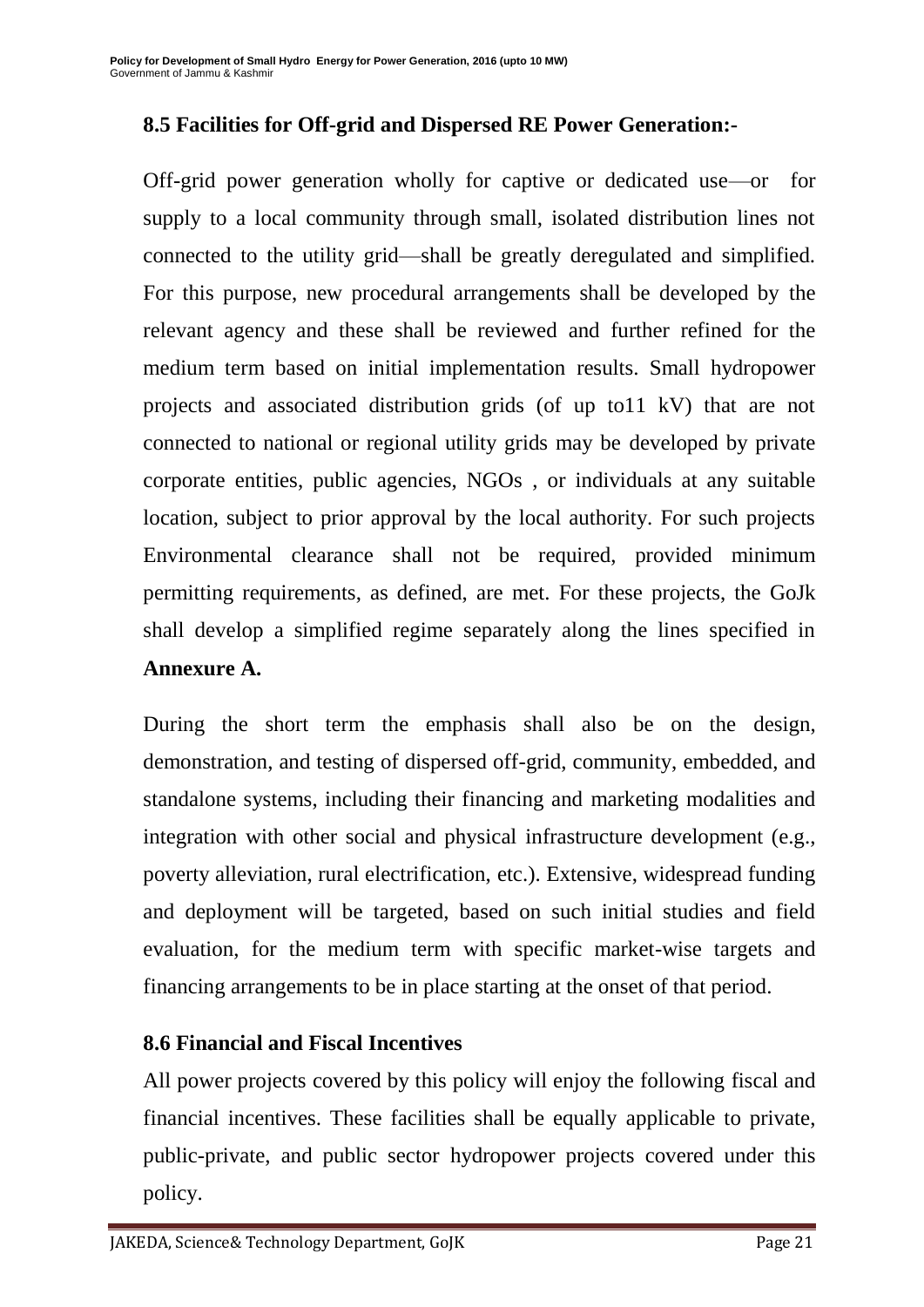### 8.5 Facilities for Off-grid and Dispersed RE Power Generation:-

Off-grid power generation wholly for captive or dedicated use—or for supply to a local community through small, isolated distribution lines not connected to the utility grid—shall be greatly deregulated and simplified. For this purpose, new procedural arrangements shall be developed by the relevant agency and these shall be reviewed and further refined for the medium term based on initial implementation results. Small hydropower projects and associated distribution grids (of up to11 kV) that are not connected to national or regional utility grids may be developed by private corporate entities, public agencies, NGOs , or individuals at any suitable location, subject to prior approval by the local authority. For such projects Environmental clearance shall not be required, provided minimum permitting requirements, as defined, are met. For these projects, the GoJk shall develop a simplified regime separately along the lines specified in **Annexure A.**

During the short term the emphasis shall also be on the design, demonstration, and testing of dispersed off-grid, community, embedded, and standalone systems, including their financing and marketing modalities and integration with other social and physical infrastructure development (e.g., poverty alleviation, rural electrification, etc.). Extensive, widespread funding and deployment will be targeted, based on such initial studies and field evaluation, for the medium term with specific market-wise targets and financing arrangements to be in place starting at the onset of that period.

### 8.6 Financial and Fiscal Incentives

All power projects covered by this policy will enjoy the following fiscal and financial incentives. These facilities shall be equally applicable to private, public-private, and public sector hydropower projects covered under this policy.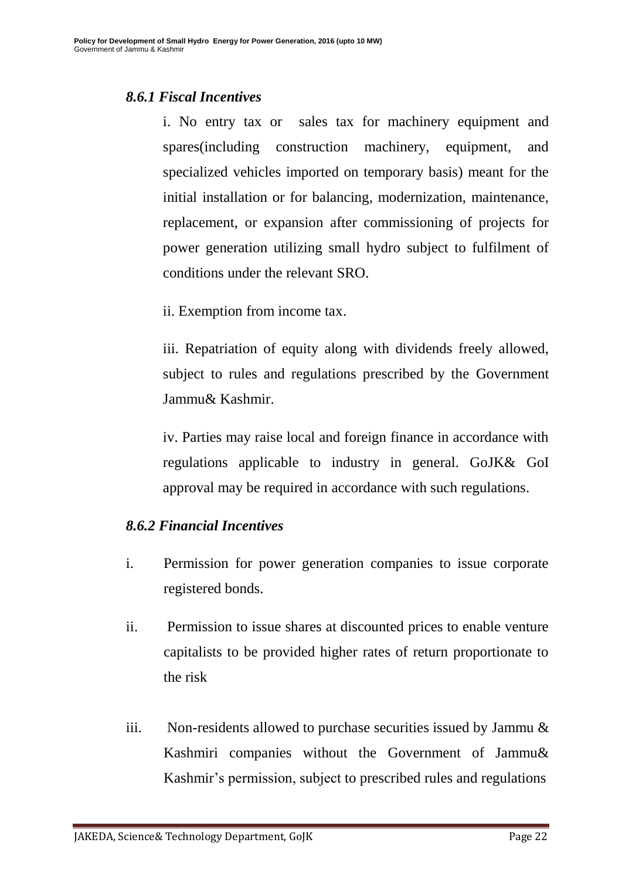### *8.6.1 Fiscal Incentives*

i. No entry tax or sales tax for machinery equipment and spares(including construction machinery, equipment, and specialized vehicles imported on temporary basis) meant for the initial installation or for balancing, modernization, maintenance, replacement, or expansion after commissioning of projects for power generation utilizing small hydro subject to fulfilment of conditions under the relevant SRO.

ii. Exemption from income tax.

iii. Repatriation of equity along with dividends freely allowed, subject to rules and regulations prescribed by the Government Jammu& Kashmir.

iv. Parties may raise local and foreign finance in accordance with regulations applicable to industry in general. GoJK& GoI approval may be required in accordance with such regulations.

### *8.6.2 Financial Incentives*

i. Permission for power generation companies to issue corporate registered bonds.

ii. Permission to issue shares at discounted prices to enable venture capitalists to be provided higher rates of return proportionate to the risk

iii. Non-residents allowed to purchase securities issued by Jammu & Kashmiri companies without the Government of Jammu& Kashmir's permission, subject to prescribed rules and regulations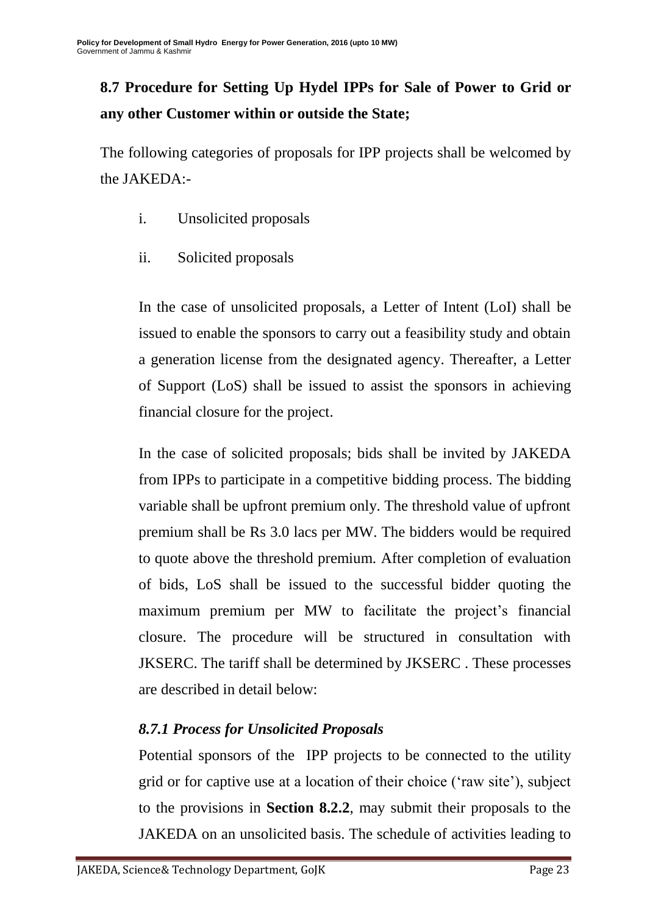## 8.7 Procedure for Setting Up Hydel IPPs for Sale of Power to Grid or any other Customer within or outside the State;

The following categories of proposals for IPP projects shall be welcomed by the JAKEDA:-

i. Unsolicited proposals

ii. Solicited proposals

In the case of unsolicited proposals, a Letter of Intent (LoI) shall be issued to enable the sponsors to carry out a feasibility study and obtain a generation license from the designated agency. Thereafter, a Letter of Support (LoS) shall be issued to assist the sponsors in achieving financial closure for the project.

In the case of solicited proposals; bids shall be invited by JAKEDA from IPPs to participate in a competitive bidding process. The bidding variable shall be upfront premium only. The threshold value of upfront premium shall be Rs 3.0 lacs per MW. The bidders would be required to quote above the threshold premium. After completion of evaluation of bids, LoS shall be issued to the successful bidder quoting the maximum premium per MW to facilitate the project's financial closure. The procedure will be structured in consultation with JKSERC. The tariff shall be determined by JKSERC . These processes are described in detail below:

### *8.7.1 Process for Unsolicited Proposals*

Potential sponsors of the IPP projects to be connected to the utility grid or for captive use at a location of their choice ('raw site'), subject to the provisions in **Section 8.2.2**, may submit their proposals to the JAKEDA on an unsolicited basis. The schedule of activities leading to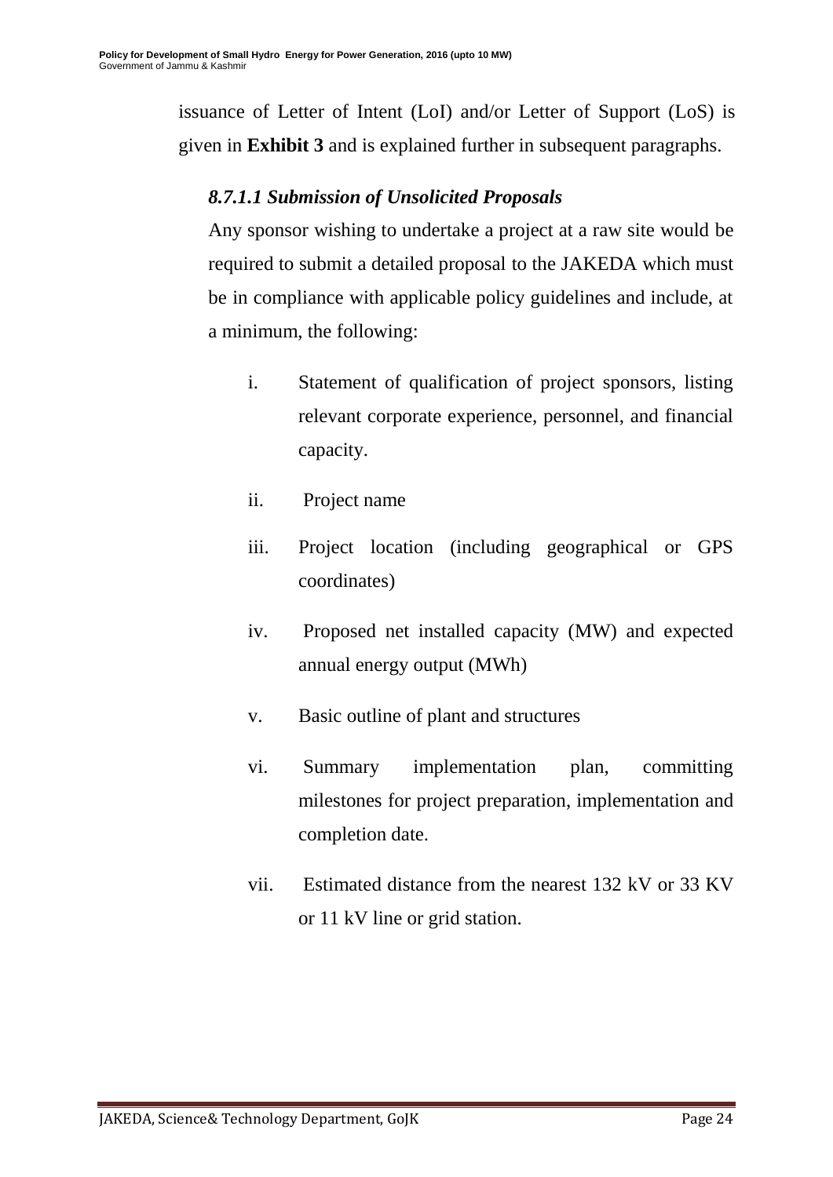issuance of Letter of Intent (LoI) and/or Letter of Support (LoS) is given in **Exhibit 3** and is explained further in subsequent paragraphs.

#### *8.7.1.1 Submission of Unsolicited Proposals*

Any sponsor wishing to undertake a project at a raw site would be required to submit a detailed proposal to the JAKEDA which must be in compliance with applicable policy guidelines and include, at a minimum, the following:

i. Statement of qualification of project sponsors, listing relevant corporate experience, personnel, and financial capacity.

ii. Project name

iii. Project location (including geographical or GPS coordinates)

iv. Proposed net installed capacity (MW) and expected annual energy output (MWh)

v. Basic outline of plant and structures

vi. Summary implementation plan, committing milestones for project preparation, implementation and completion date.

vii. Estimated distance from the nearest 132 kV or 33 KV or 11 kV line or grid station.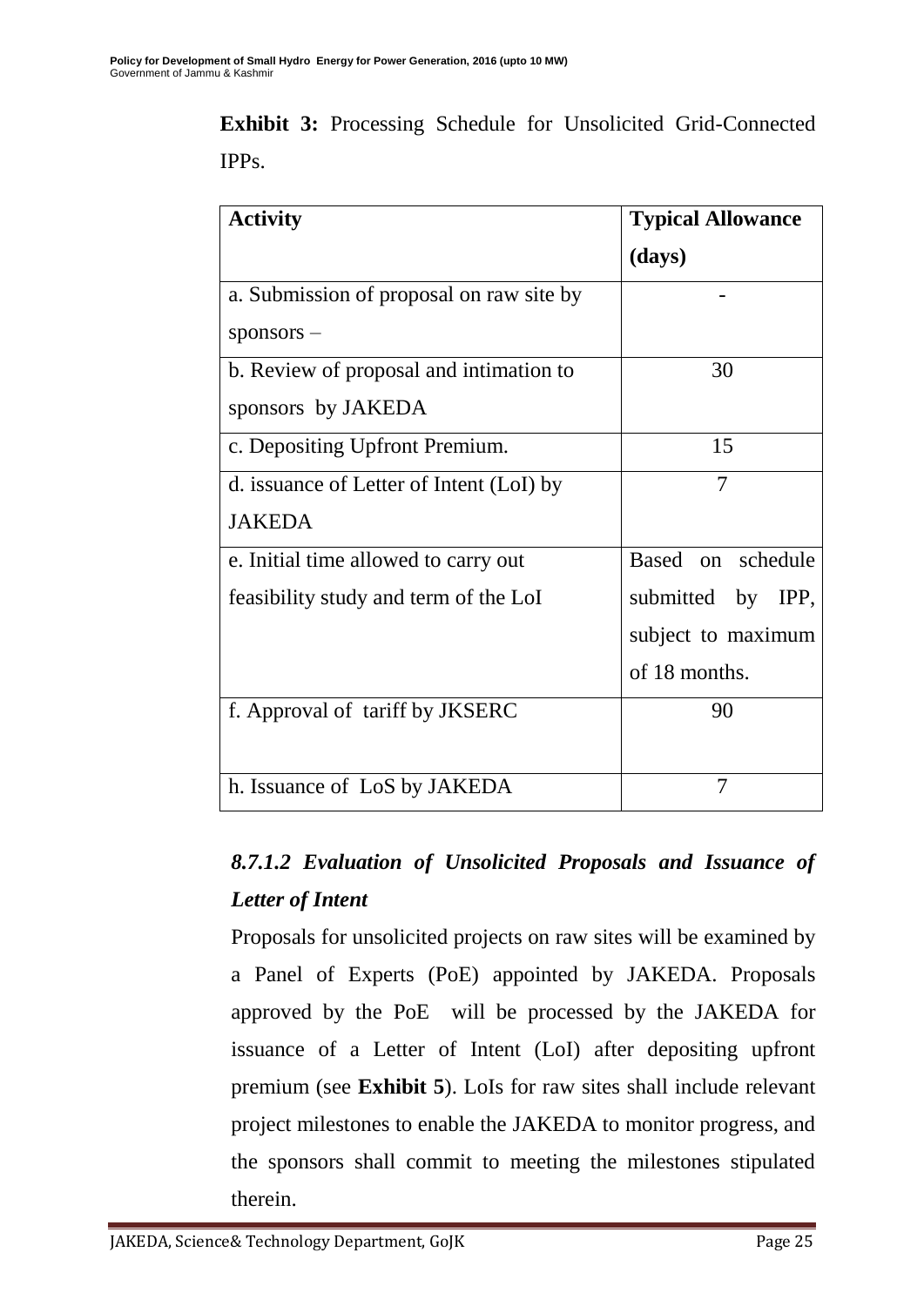**Exhibit 3:** Processing Schedule for Unsolicited Grid-Connected IPPs.

| Activity | Typical Allowance (days) |
|---|---|
| a. Submission of proposal on raw site by sponsors – | - |
| b. Review of proposal and intimation to sponsors by JAKEDA | 30 |
| c. Depositing Upfront Premium. | 15 |
| d. issuance of Letter of Intent (LoI) by JAKEDA | 7 |
| e. Initial time allowed to carry out feasibility study and term of the LoI | Based on schedule submitted by IPP, subject to maximum of 18 months. |
| f. Approval of tariff by JKSERC | 90 |
| h. Issuance of LoS by JAKEDA | 7 |

### *8.7.1.2 Evaluation of Unsolicited Proposals and Issuance of Letter of Intent*

Proposals for unsolicited projects on raw sites will be examined by a Panel of Experts (PoE) appointed by JAKEDA. Proposals approved by the PoE will be processed by the JAKEDA for issuance of a Letter of Intent (LoI) after depositing upfront premium (see **Exhibit 5**). LoIs for raw sites shall include relevant project milestones to enable the JAKEDA to monitor progress, and the sponsors shall commit to meeting the milestones stipulated therein.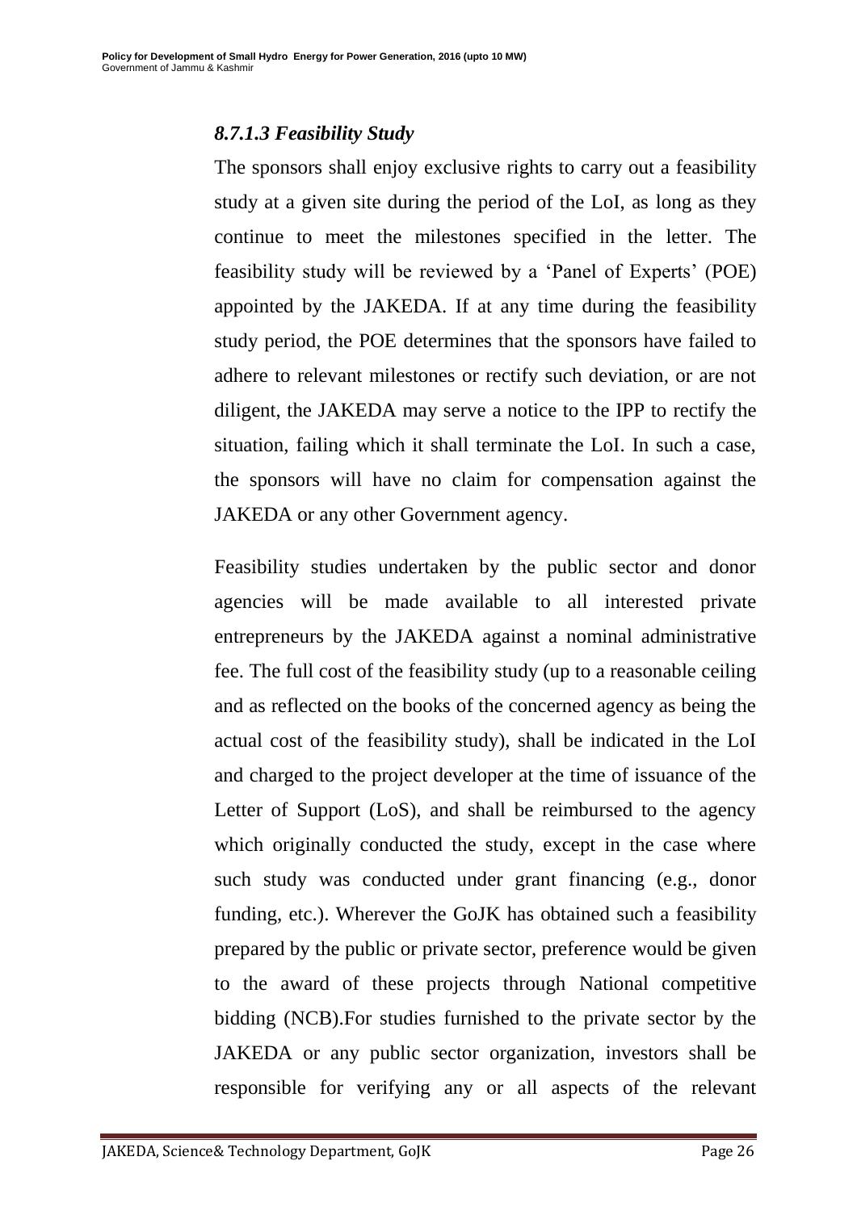#### *8.7.1.3 Feasibility Study*

The sponsors shall enjoy exclusive rights to carry out a feasibility study at a given site during the period of the LoI, as long as they continue to meet the milestones specified in the letter. The feasibility study will be reviewed by a 'Panel of Experts' (POE) appointed by the JAKEDA. If at any time during the feasibility study period, the POE determines that the sponsors have failed to adhere to relevant milestones or rectify such deviation, or are not diligent, the JAKEDA may serve a notice to the IPP to rectify the situation, failing which it shall terminate the LoI. In such a case, the sponsors will have no claim for compensation against the JAKEDA or any other Government agency.

Feasibility studies undertaken by the public sector and donor agencies will be made available to all interested private entrepreneurs by the JAKEDA against a nominal administrative fee. The full cost of the feasibility study (up to a reasonable ceiling and as reflected on the books of the concerned agency as being the actual cost of the feasibility study), shall be indicated in the LoI and charged to the project developer at the time of issuance of the Letter of Support (LoS), and shall be reimbursed to the agency which originally conducted the study, except in the case where such study was conducted under grant financing (e.g., donor funding, etc.). Wherever the GoJK has obtained such a feasibility prepared by the public or private sector, preference would be given to the award of these projects through National competitive bidding (NCB).For studies furnished to the private sector by the JAKEDA or any public sector organization, investors shall be responsible for verifying any or all aspects of the relevant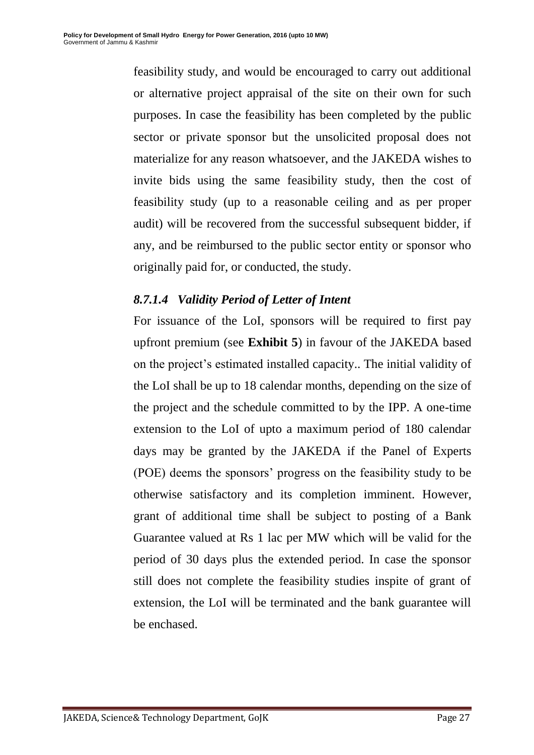feasibility study, and would be encouraged to carry out additional or alternative project appraisal of the site on their own for such purposes. In case the feasibility has been completed by the public sector or private sponsor but the unsolicited proposal does not materialize for any reason whatsoever, and the JAKEDA wishes to invite bids using the same feasibility study, then the cost of feasibility study (up to a reasonable ceiling and as per proper audit) will be recovered from the successful subsequent bidder, if any, and be reimbursed to the public sector entity or sponsor who originally paid for, or conducted, the study.

#### *8.7.1.4 Validity Period of Letter of Intent*

For issuance of the LoI, sponsors will be required to first pay upfront premium (see **Exhibit 5**) in favour of the JAKEDA based on the project's estimated installed capacity.. The initial validity of the LoI shall be up to 18 calendar months, depending on the size of the project and the schedule committed to by the IPP. A one-time extension to the LoI of upto a maximum period of 180 calendar days may be granted by the JAKEDA if the Panel of Experts (POE) deems the sponsors' progress on the feasibility study to be otherwise satisfactory and its completion imminent. However, grant of additional time shall be subject to posting of a Bank Guarantee valued at Rs 1 lac per MW which will be valid for the period of 30 days plus the extended period. In case the sponsor still does not complete the feasibility studies inspite of grant of extension, the LoI will be terminated and the bank guarantee will be enchased.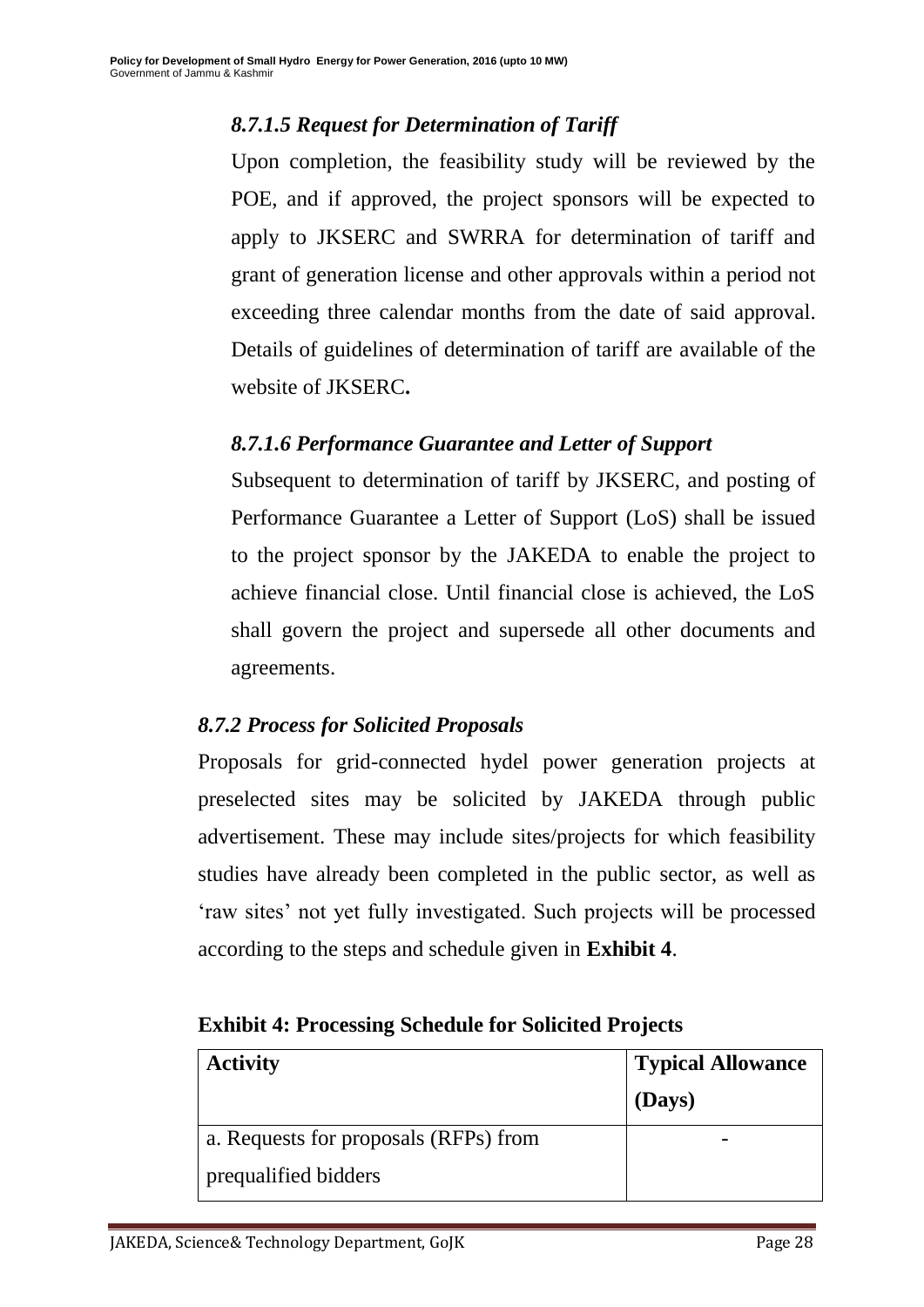#### *8.7.1.5 Request for Determination of Tariff*

Upon completion, the feasibility study will be reviewed by the POE, and if approved, the project sponsors will be expected to apply to JKSERC and SWRRA for determination of tariff and grant of generation license and other approvals within a period not exceeding three calendar months from the date of said approval. Details of guidelines of determination of tariff are available of the website of JKSERC**.**

#### *8.7.1.6 Performance Guarantee and Letter of Support*

Subsequent to determination of tariff by JKSERC, and posting of Performance Guarantee a Letter of Support (LoS) shall be issued to the project sponsor by the JAKEDA to enable the project to achieve financial close. Until financial close is achieved, the LoS shall govern the project and supersede all other documents and agreements.

### *8.7.2 Process for Solicited Proposals*

Proposals for grid-connected hydel power generation projects at preselected sites may be solicited by JAKEDA through public advertisement. These may include sites/projects for which feasibility studies have already been completed in the public sector, as well as 'raw sites' not yet fully investigated. Such projects will be processed according to the steps and schedule given in **Exhibit 4**.

**Exhibit 4: Processing Schedule for Solicited Projects**

| Activity | Typical Allowance (Days) |
|---|---|
| a. Requests for proposals (RFPs) from prequalified bidders | - |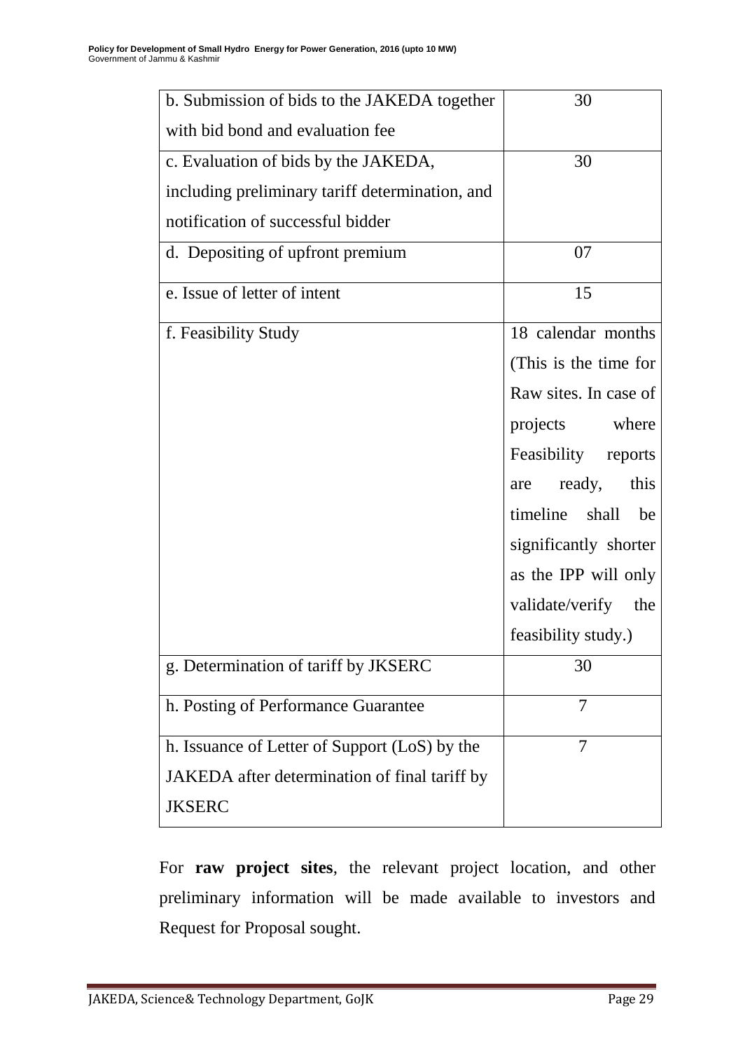| | |
|---|---|
| b. Submission of bids to the JAKEDA together with bid bond and evaluation fee | 30 |
| c. Evaluation of bids by the JAKEDA, including preliminary tariff determination, and notification of successful bidder | 30 |
| d. Depositing of upfront premium | 07 |
| e. Issue of letter of intent | 15 |
| f. Feasibility Study | 18 calendar months (This is the time for Raw sites. In case of projects where Feasibility reports are ready, this timeline shall be significantly shorter as the IPP will only validate/verify the feasibility study.) |
| g. Determination of tariff by JKSERC | 30 |
| h. Posting of Performance Guarantee | 7 |
| h. Issuance of Letter of Support (LoS) by the JAKEDA after determination of final tariff by JKSERC | 7 |

For **raw project sites**, the relevant project location, and other preliminary information will be made available to investors and Request for Proposal sought.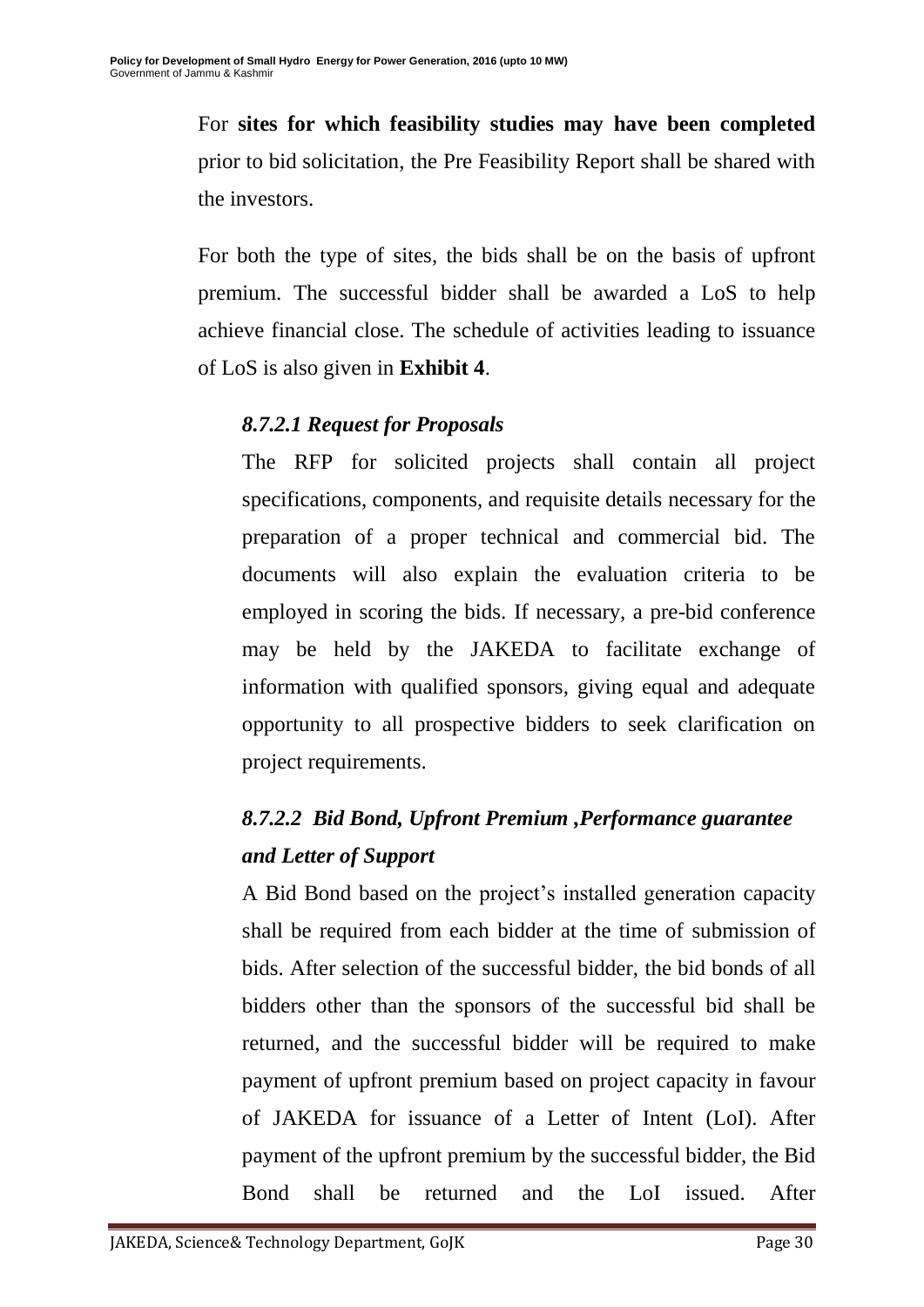For **sites for which feasibility studies may have been completed** prior to bid solicitation, the Pre Feasibility Report shall be shared with the investors.

For both the type of sites, the bids shall be on the basis of upfront premium. The successful bidder shall be awarded a LoS to help achieve financial close. The schedule of activities leading to issuance of LoS is also given in **Exhibit 4**.

#### *8.7.2.1 Request for Proposals*

The RFP for solicited projects shall contain all project specifications, components, and requisite details necessary for the preparation of a proper technical and commercial bid. The documents will also explain the evaluation criteria to be employed in scoring the bids. If necessary, a pre-bid conference may be held by the JAKEDA to facilitate exchange of information with qualified sponsors, giving equal and adequate opportunity to all prospective bidders to seek clarification on project requirements.

#### *8.7.2.2 Bid Bond, Upfront Premium ,Performance guarantee and Letter of Support*

A Bid Bond based on the project's installed generation capacity shall be required from each bidder at the time of submission of bids. After selection of the successful bidder, the bid bonds of all bidders other than the sponsors of the successful bid shall be returned, and the successful bidder will be required to make payment of upfront premium based on project capacity in favour of JAKEDA for issuance of a Letter of Intent (LoI). After payment of the upfront premium by the successful bidder, the Bid Bond shall be returned and the LoI issued. After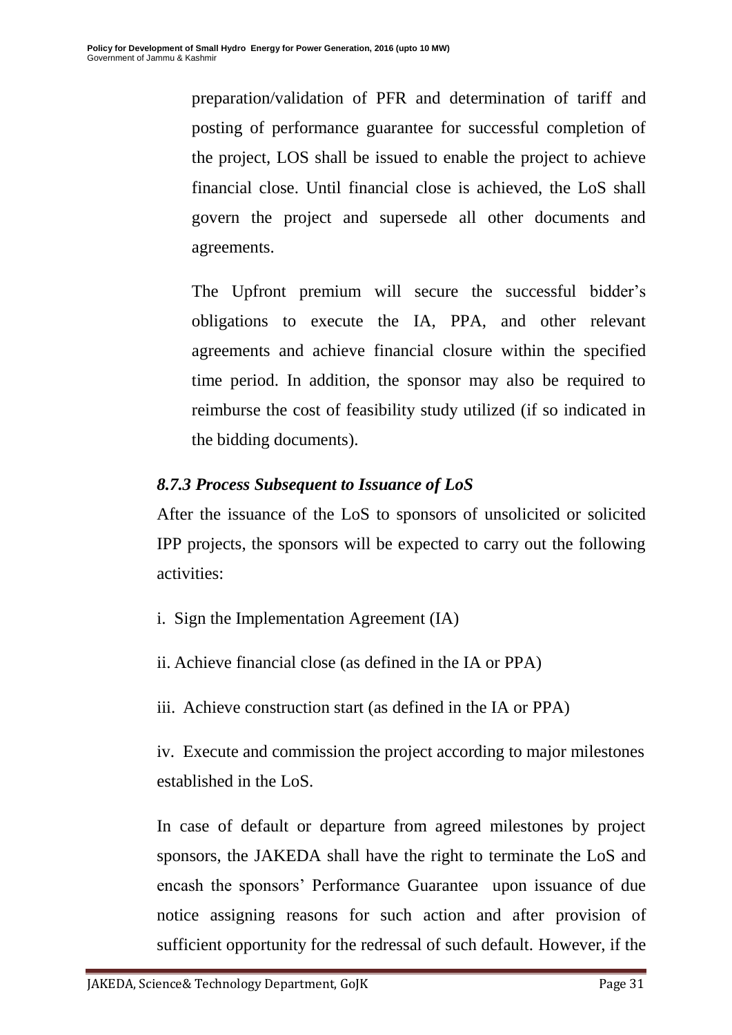preparation/validation of PFR and determination of tariff and posting of performance guarantee for successful completion of the project, LOS shall be issued to enable the project to achieve financial close. Until financial close is achieved, the LoS shall govern the project and supersede all other documents and agreements.

The Upfront premium will secure the successful bidder's obligations to execute the IA, PPA, and other relevant agreements and achieve financial closure within the specified time period. In addition, the sponsor may also be required to reimburse the cost of feasibility study utilized (if so indicated in the bidding documents).

### *8.7.3 Process Subsequent to Issuance of LoS*

After the issuance of the LoS to sponsors of unsolicited or solicited IPP projects, the sponsors will be expected to carry out the following activities:

i. Sign the Implementation Agreement (IA)

ii. Achieve financial close (as defined in the IA or PPA)

iii. Achieve construction start (as defined in the IA or PPA)

iv. Execute and commission the project according to major milestones established in the LoS.

In case of default or departure from agreed milestones by project sponsors, the JAKEDA shall have the right to terminate the LoS and encash the sponsors' Performance Guarantee upon issuance of due notice assigning reasons for such action and after provision of sufficient opportunity for the redressal of such default. However, if the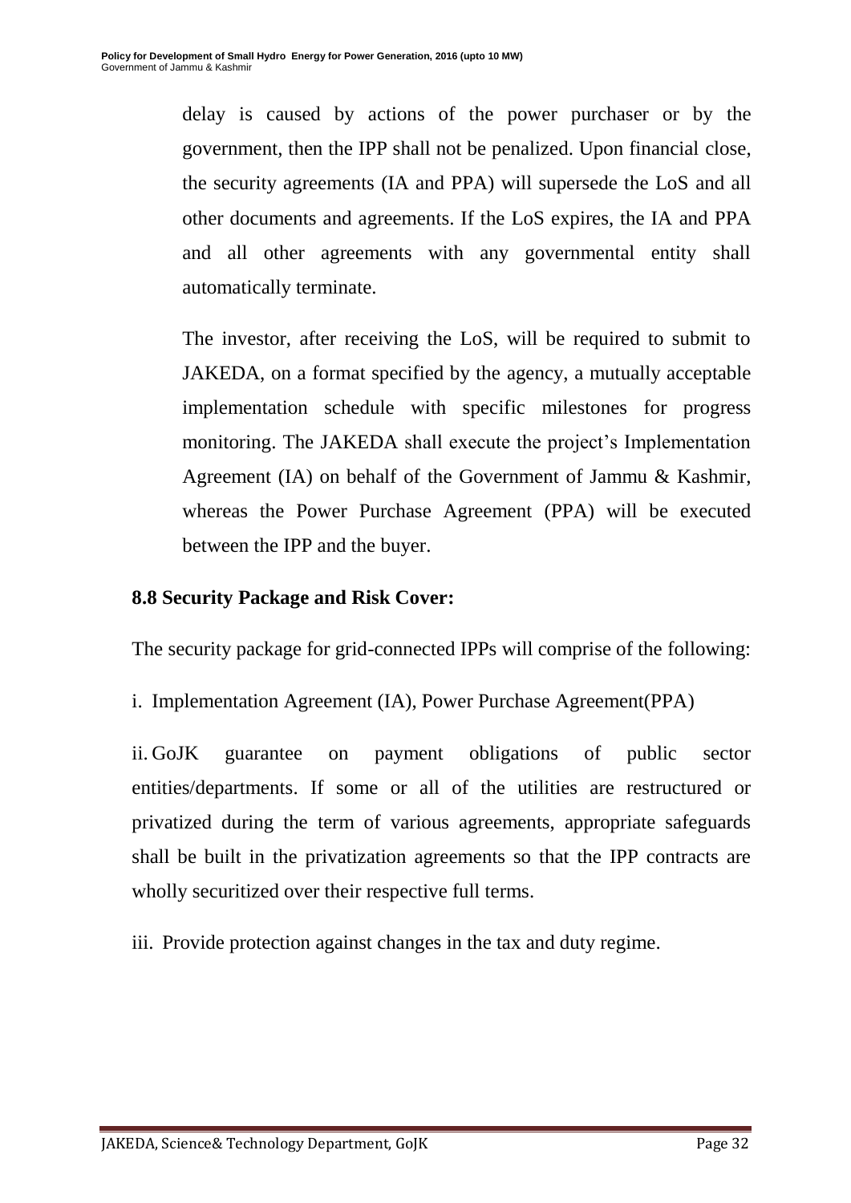delay is caused by actions of the power purchaser or by the government, then the IPP shall not be penalized. Upon financial close, the security agreements (IA and PPA) will supersede the LoS and all other documents and agreements. If the LoS expires, the IA and PPA and all other agreements with any governmental entity shall automatically terminate.

The investor, after receiving the LoS, will be required to submit to JAKEDA, on a format specified by the agency, a mutually acceptable implementation schedule with specific milestones for progress monitoring. The JAKEDA shall execute the project's Implementation Agreement (IA) on behalf of the Government of Jammu & Kashmir, whereas the Power Purchase Agreement (PPA) will be executed between the IPP and the buyer.

**8.8 Security Package and Risk Cover:**

The security package for grid-connected IPPs will comprise of the following:

i. Implementation Agreement (IA), Power Purchase Agreement(PPA)

ii. GoJK guarantee on payment obligations of public sector entities/departments. If some or all of the utilities are restructured or privatized during the term of various agreements, appropriate safeguards shall be built in the privatization agreements so that the IPP contracts are wholly securitized over their respective full terms.

iii. Provide protection against changes in the tax and duty regime.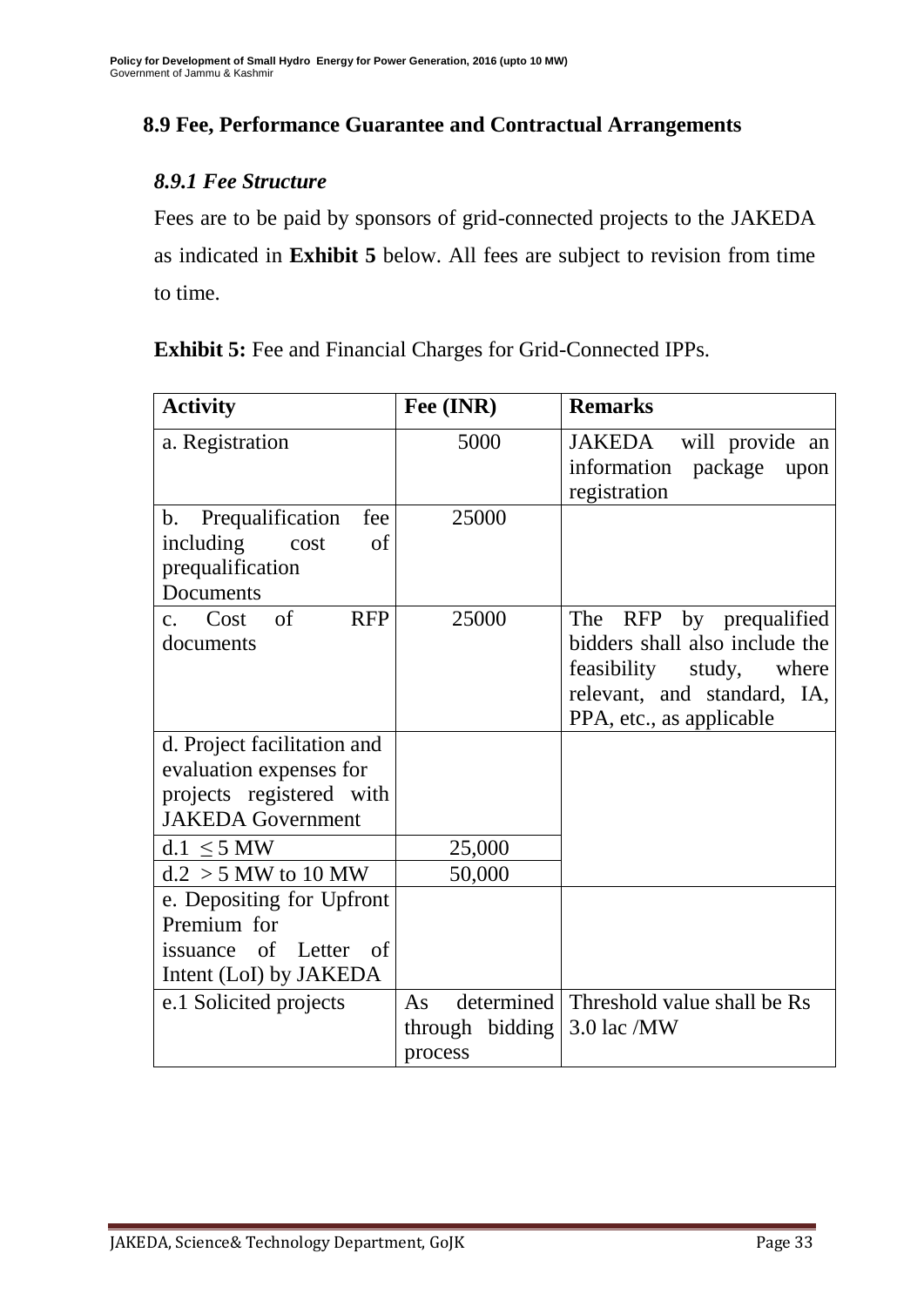## 8.9 Fee, Performance Guarantee and Contractual Arrangements

### *8.9.1 Fee Structure*

Fees are to be paid by sponsors of grid-connected projects to the JAKEDA as indicated in **Exhibit 5** below. All fees are subject to revision from time to time.

**Exhibit 5:** Fee and Financial Charges for Grid-Connected IPPs.

| Activity | Fee (INR) | Remarks |
|---|---|---|
| a. Registration | 5000 | JAKEDA will provide an information package upon registration |
| b. Prequalification fee including cost of prequalification Documents | 25000 | |
| c. Cost of RFP documents | 25000 | The RFP by prequalified bidders shall also include the feasibility study, where relevant, and standard, IA, PPA, etc., as applicable |
| d. Project facilitation and evaluation expenses for projects registered with JAKEDA Government | | |
| d.1 ≤ 5 MW | 25,000 | |
| d.2 > 5 MW to 10 MW | 50,000 | |
| e. Depositing for Upfront Premium for issuance of Letter of Intent (LoI) by JAKEDA | | |
| e.1 Solicited projects | As determined through bidding process | Threshold value shall be Rs 3.0 lac /MW |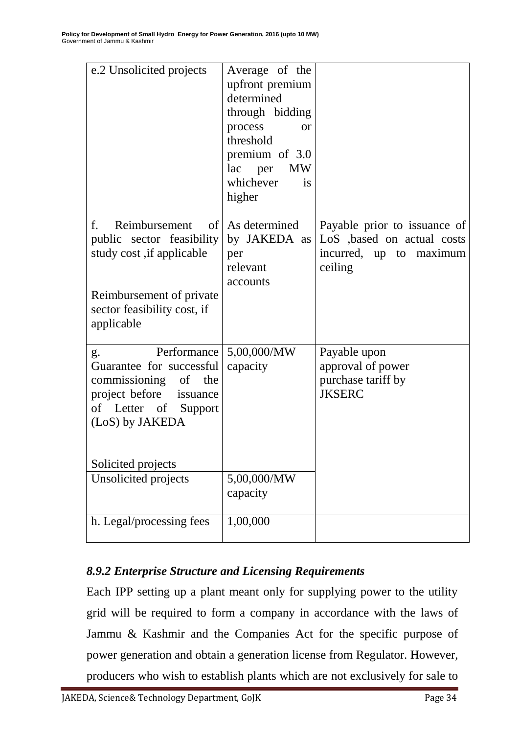| | | |
|---|---|---|
| e.2 Unsolicited projects | Average of the upfront premium determined through bidding process or threshold premium of 3.0 lac per MW whichever is higher | |
| f. Reimbursement of public sector feasibility study cost ,if applicable<br><br>Reimbursement of private sector feasibility cost, if applicable | As determined by JAKEDA as per relevant accounts | Payable prior to issuance of LoS ,based on actual costs incurred, up to maximum ceiling |
| g. Performance Guarantee for successful commissioning of the project before issuance of Letter of Support (LoS) by JAKEDA<br><br>Solicited projects | 5,00,000/MW capacity | Payable upon approval of power purchase tariff by JKSERC |
| Unsolicited projects | 5,00,000/MW capacity | |
| h. Legal/processing fees | 1,00,000 | |

### *8.9.2 Enterprise Structure and Licensing Requirements*

Each IPP setting up a plant meant only for supplying power to the utility grid will be required to form a company in accordance with the laws of Jammu & Kashmir and the Companies Act for the specific purpose of power generation and obtain a generation license from Regulator. However, producers who wish to establish plants which are not exclusively for sale to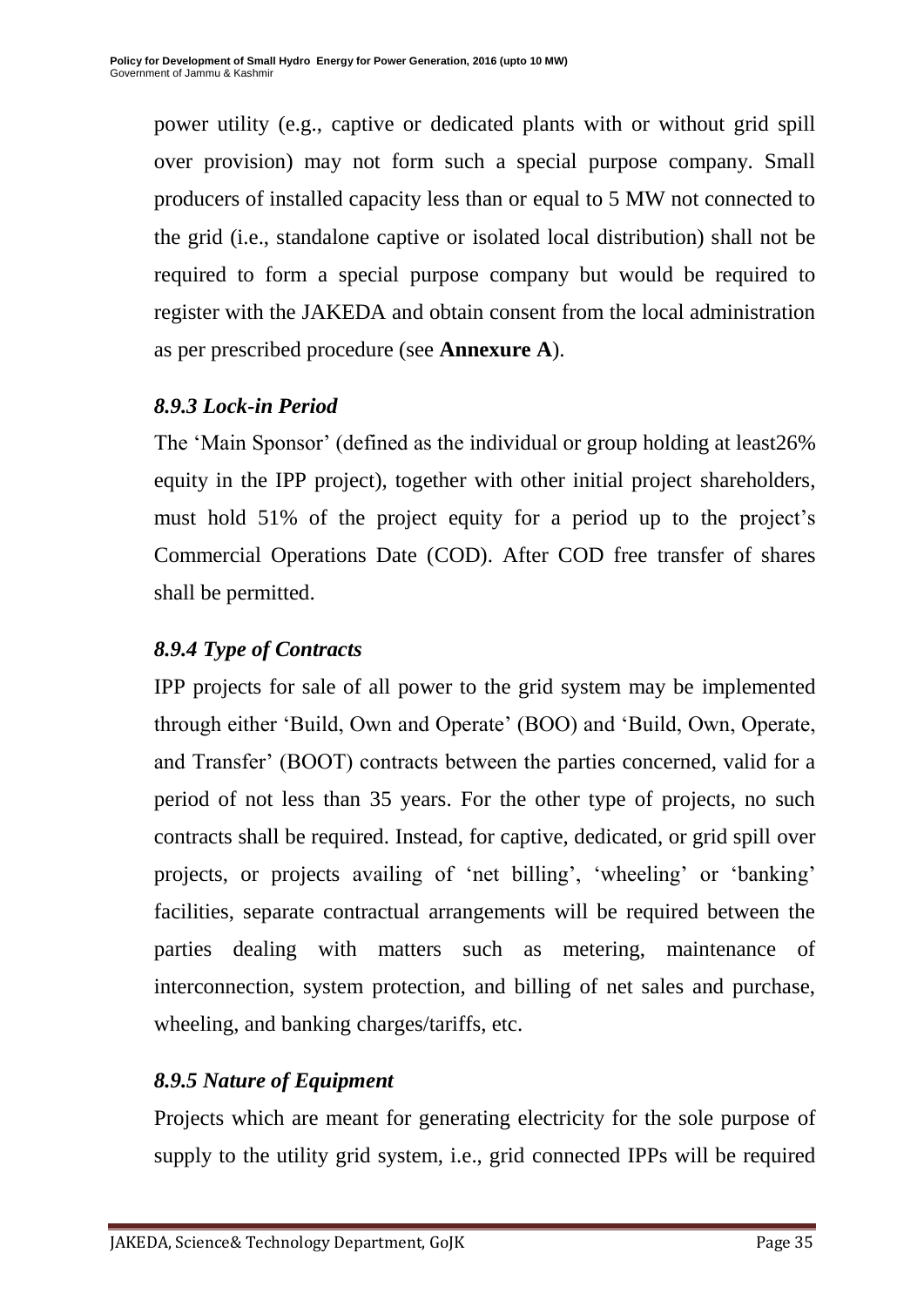power utility (e.g., captive or dedicated plants with or without grid spill over provision) may not form such a special purpose company. Small producers of installed capacity less than or equal to 5 MW not connected to the grid (i.e., standalone captive or isolated local distribution) shall not be required to form a special purpose company but would be required to register with the JAKEDA and obtain consent from the local administration as per prescribed procedure (see **Annexure A**).

### *8.9.3 Lock-in Period*

The 'Main Sponsor' (defined as the individual or group holding at least26% equity in the IPP project), together with other initial project shareholders, must hold 51% of the project equity for a period up to the project's Commercial Operations Date (COD). After COD free transfer of shares shall be permitted.

### *8.9.4 Type of Contracts*

IPP projects for sale of all power to the grid system may be implemented through either 'Build, Own and Operate' (BOO) and 'Build, Own, Operate, and Transfer' (BOOT) contracts between the parties concerned, valid for a period of not less than 35 years. For the other type of projects, no such contracts shall be required. Instead, for captive, dedicated, or grid spill over projects, or projects availing of 'net billing', 'wheeling' or 'banking' facilities, separate contractual arrangements will be required between the parties dealing with matters such as metering, maintenance of interconnection, system protection, and billing of net sales and purchase, wheeling, and banking charges/tariffs, etc.

### *8.9.5 Nature of Equipment*

Projects which are meant for generating electricity for the sole purpose of supply to the utility grid system, i.e., grid connected IPPs will be required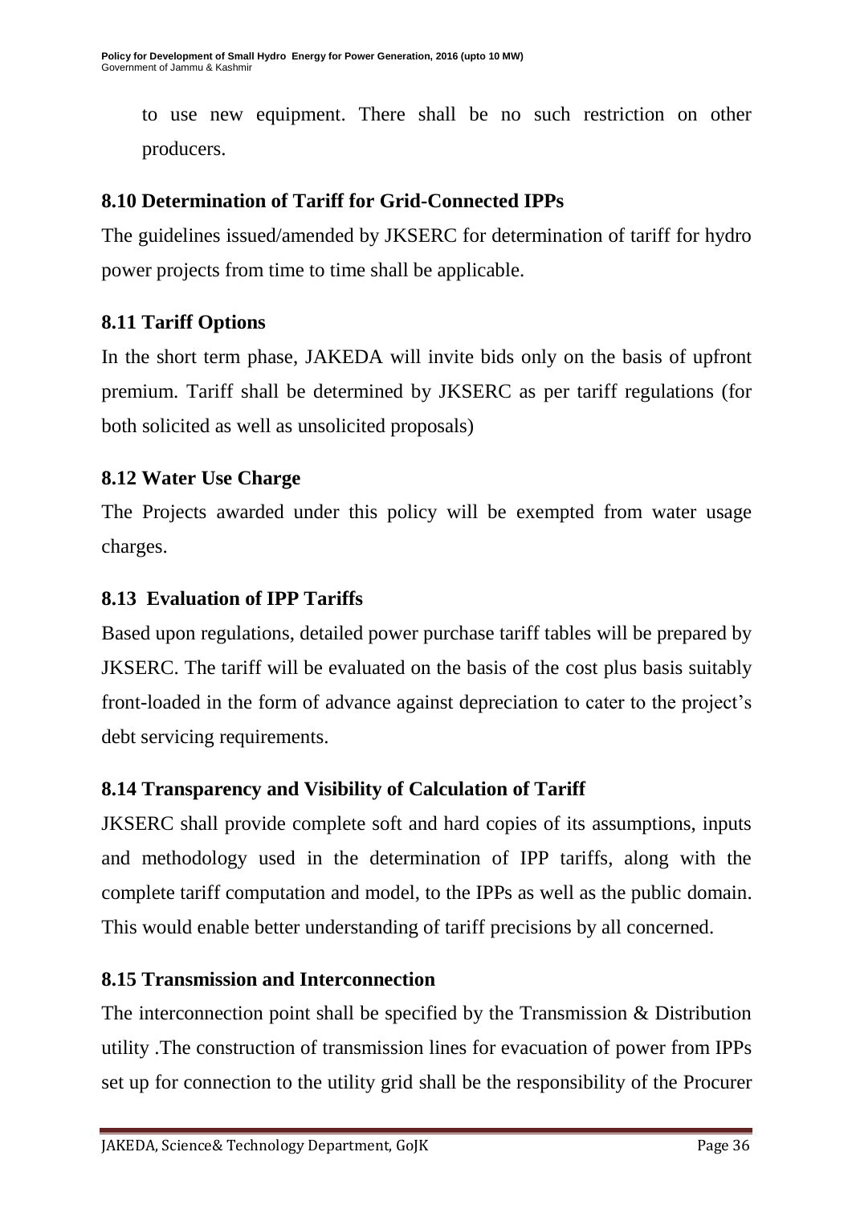to use new equipment. There shall be no such restriction on other producers.

### 8.10 Determination of Tariff for Grid-Connected IPPs

The guidelines issued/amended by JKSERC for determination of tariff for hydro power projects from time to time shall be applicable.

### 8.11 Tariff Options

In the short term phase, JAKEDA will invite bids only on the basis of upfront premium. Tariff shall be determined by JKSERC as per tariff regulations (for both solicited as well as unsolicited proposals)

### 8.12 Water Use Charge

The Projects awarded under this policy will be exempted from water usage charges.

### 8.13 Evaluation of IPP Tariffs

Based upon regulations, detailed power purchase tariff tables will be prepared by JKSERC. The tariff will be evaluated on the basis of the cost plus basis suitably front-loaded in the form of advance against depreciation to cater to the project's debt servicing requirements.

### 8.14 Transparency and Visibility of Calculation of Tariff

JKSERC shall provide complete soft and hard copies of its assumptions, inputs and methodology used in the determination of IPP tariffs, along with the complete tariff computation and model, to the IPPs as well as the public domain. This would enable better understanding of tariff precisions by all concerned.

### 8.15 Transmission and Interconnection

The interconnection point shall be specified by the Transmission & Distribution utility .The construction of transmission lines for evacuation of power from IPPs set up for connection to the utility grid shall be the responsibility of the Procurer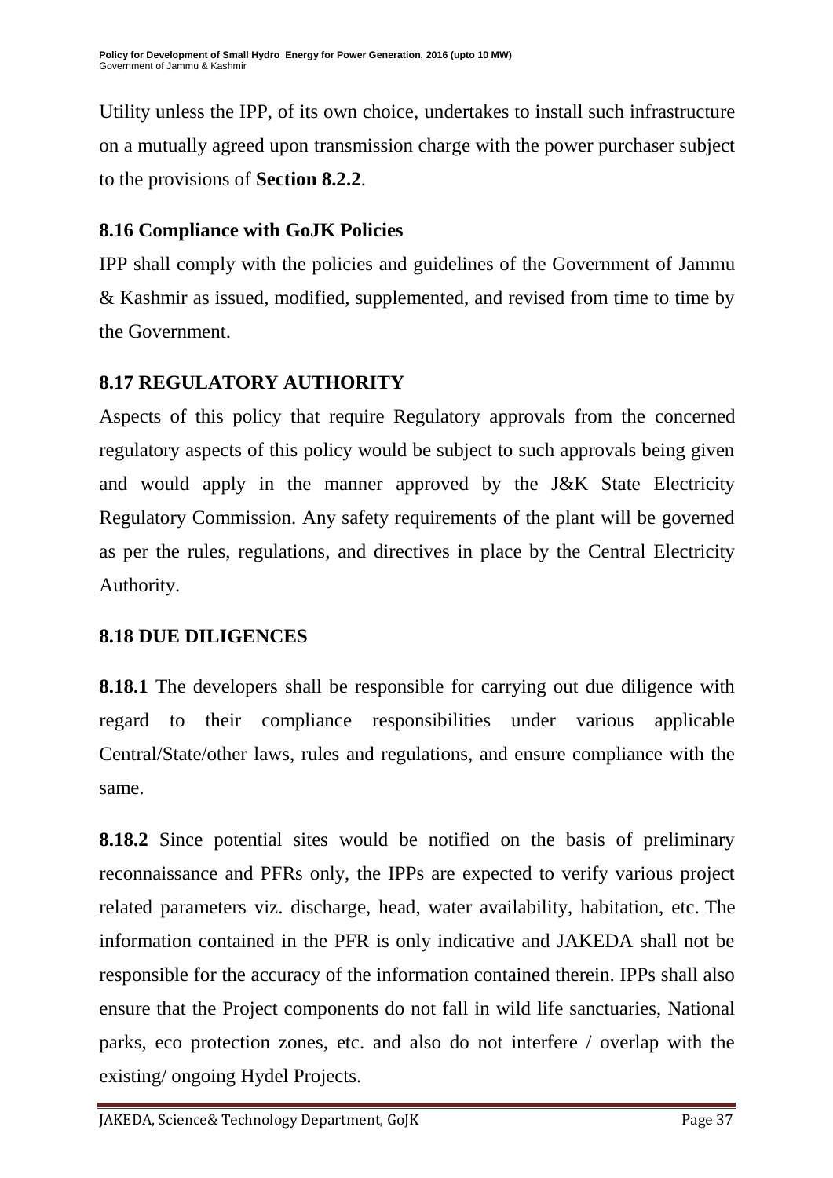Utility unless the IPP, of its own choice, undertakes to install such infrastructure on a mutually agreed upon transmission charge with the power purchaser subject to the provisions of **Section 8.2.2**.

### 8.16 Compliance with GoJK Policies

IPP shall comply with the policies and guidelines of the Government of Jammu & Kashmir as issued, modified, supplemented, and revised from time to time by the Government.

### 8.17 REGULATORY AUTHORITY

Aspects of this policy that require Regulatory approvals from the concerned regulatory aspects of this policy would be subject to such approvals being given and would apply in the manner approved by the J&K State Electricity Regulatory Commission. Any safety requirements of the plant will be governed as per the rules, regulations, and directives in place by the Central Electricity Authority.

### 8.18 DUE DILIGENCES

**8.18.1** The developers shall be responsible for carrying out due diligence with regard to their compliance responsibilities under various applicable Central/State/other laws, rules and regulations, and ensure compliance with the same.

**8.18.2** Since potential sites would be notified on the basis of preliminary reconnaissance and PFRs only, the IPPs are expected to verify various project related parameters viz. discharge, head, water availability, habitation, etc. The information contained in the PFR is only indicative and JAKEDA shall not be responsible for the accuracy of the information contained therein. IPPs shall also ensure that the Project components do not fall in wild life sanctuaries, National parks, eco protection zones, etc. and also do not interfere / overlap with the existing/ ongoing Hydel Projects.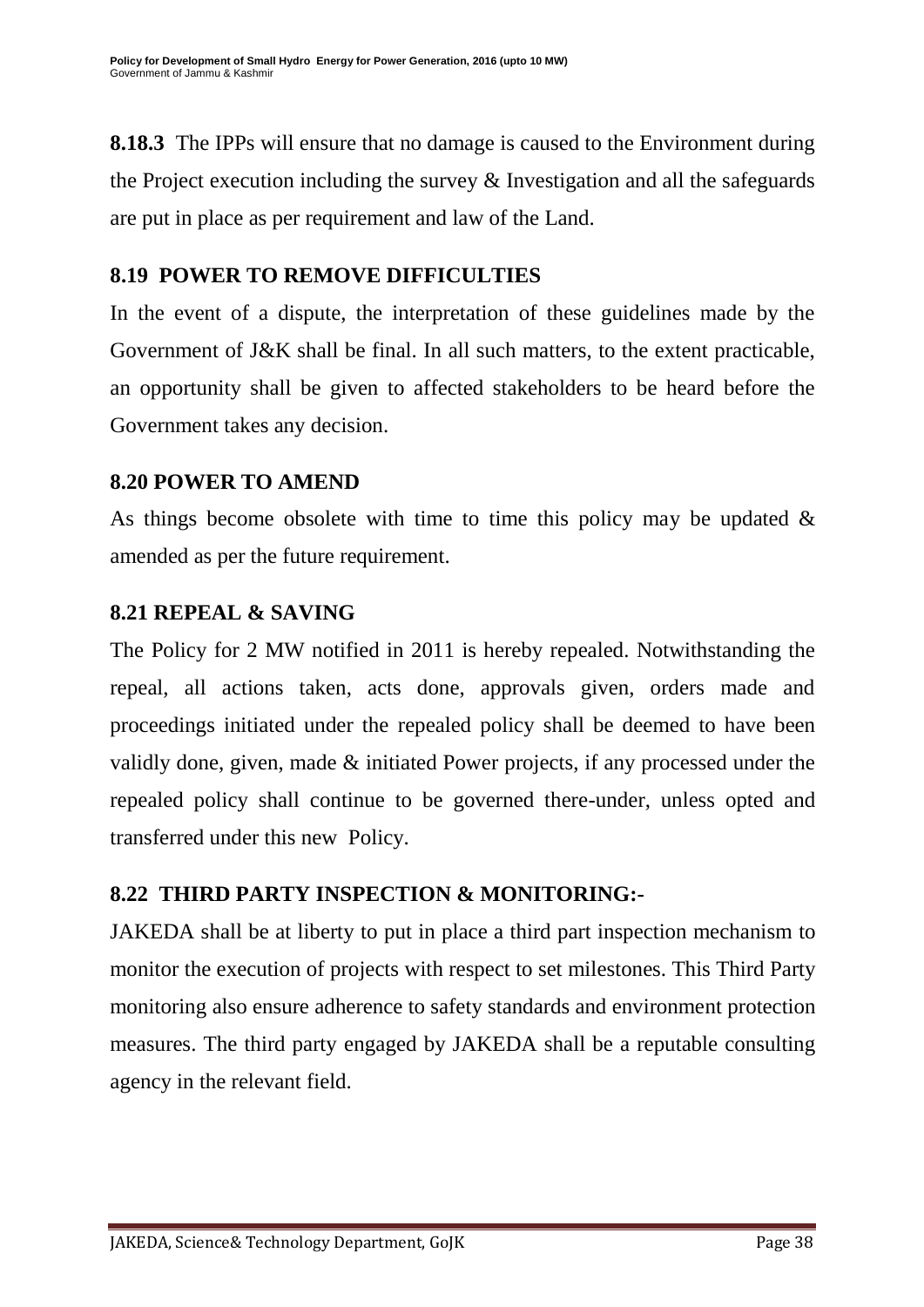**8.18.3** The IPPs will ensure that no damage is caused to the Environment during the Project execution including the survey & Investigation and all the safeguards are put in place as per requirement and law of the Land.

## 8.19 POWER TO REMOVE DIFFICULTIES

In the event of a dispute, the interpretation of these guidelines made by the Government of J&K shall be final. In all such matters, to the extent practicable, an opportunity shall be given to affected stakeholders to be heard before the Government takes any decision.

## 8.20 POWER TO AMEND

As things become obsolete with time to time this policy may be updated & amended as per the future requirement.

## 8.21 REPEAL & SAVING

The Policy for 2 MW notified in 2011 is hereby repealed. Notwithstanding the repeal, all actions taken, acts done, approvals given, orders made and proceedings initiated under the repealed policy shall be deemed to have been validly done, given, made & initiated Power projects, if any processed under the repealed policy shall continue to be governed there-under, unless opted and transferred under this new Policy.

## 8.22 THIRD PARTY INSPECTION & MONITORING:-

JAKEDA shall be at liberty to put in place a third part inspection mechanism to monitor the execution of projects with respect to set milestones. This Third Party monitoring also ensure adherence to safety standards and environment protection measures. The third party engaged by JAKEDA shall be a reputable consulting agency in the relevant field.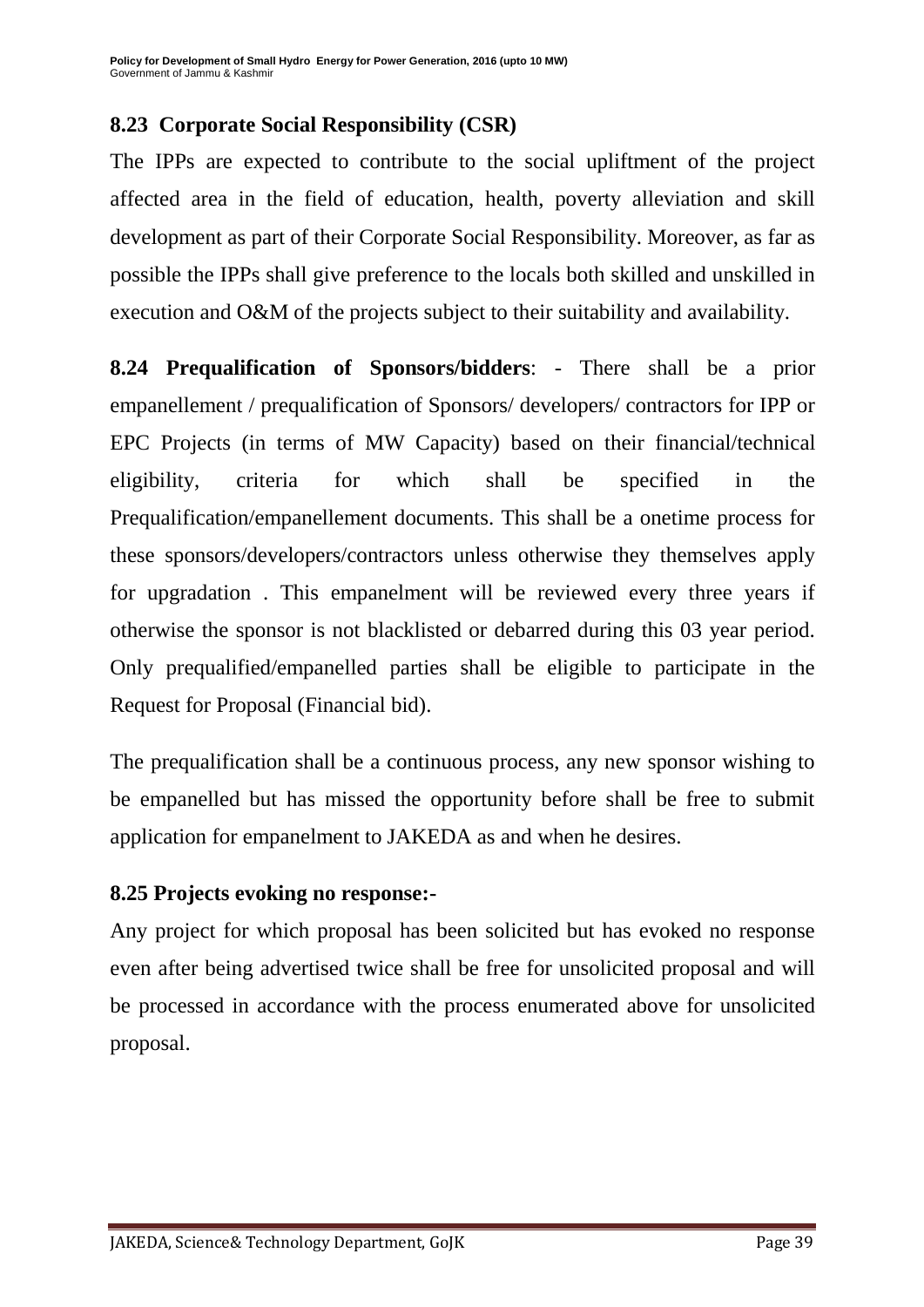### 8.23 Corporate Social Responsibility (CSR)

The IPPs are expected to contribute to the social upliftment of the project affected area in the field of education, health, poverty alleviation and skill development as part of their Corporate Social Responsibility. Moreover, as far as possible the IPPs shall give preference to the locals both skilled and unskilled in execution and O&M of the projects subject to their suitability and availability.

**8.24 Prequalification of Sponsors/bidders**: - There shall be a prior empanellement / prequalification of Sponsors/ developers/ contractors for IPP or EPC Projects (in terms of MW Capacity) based on their financial/technical eligibility, criteria for which shall be specified in the Prequalification/empanellement documents. This shall be a onetime process for these sponsors/developers/contractors unless otherwise they themselves apply for upgradation . This empanelment will be reviewed every three years if otherwise the sponsor is not blacklisted or debarred during this 03 year period. Only prequalified/empanelled parties shall be eligible to participate in the Request for Proposal (Financial bid).

The prequalification shall be a continuous process, any new sponsor wishing to be empanelled but has missed the opportunity before shall be free to submit application for empanelment to JAKEDA as and when he desires.

### 8.25 Projects evoking no response:-

Any project for which proposal has been solicited but has evoked no response even after being advertised twice shall be free for unsolicited proposal and will be processed in accordance with the process enumerated above for unsolicited proposal.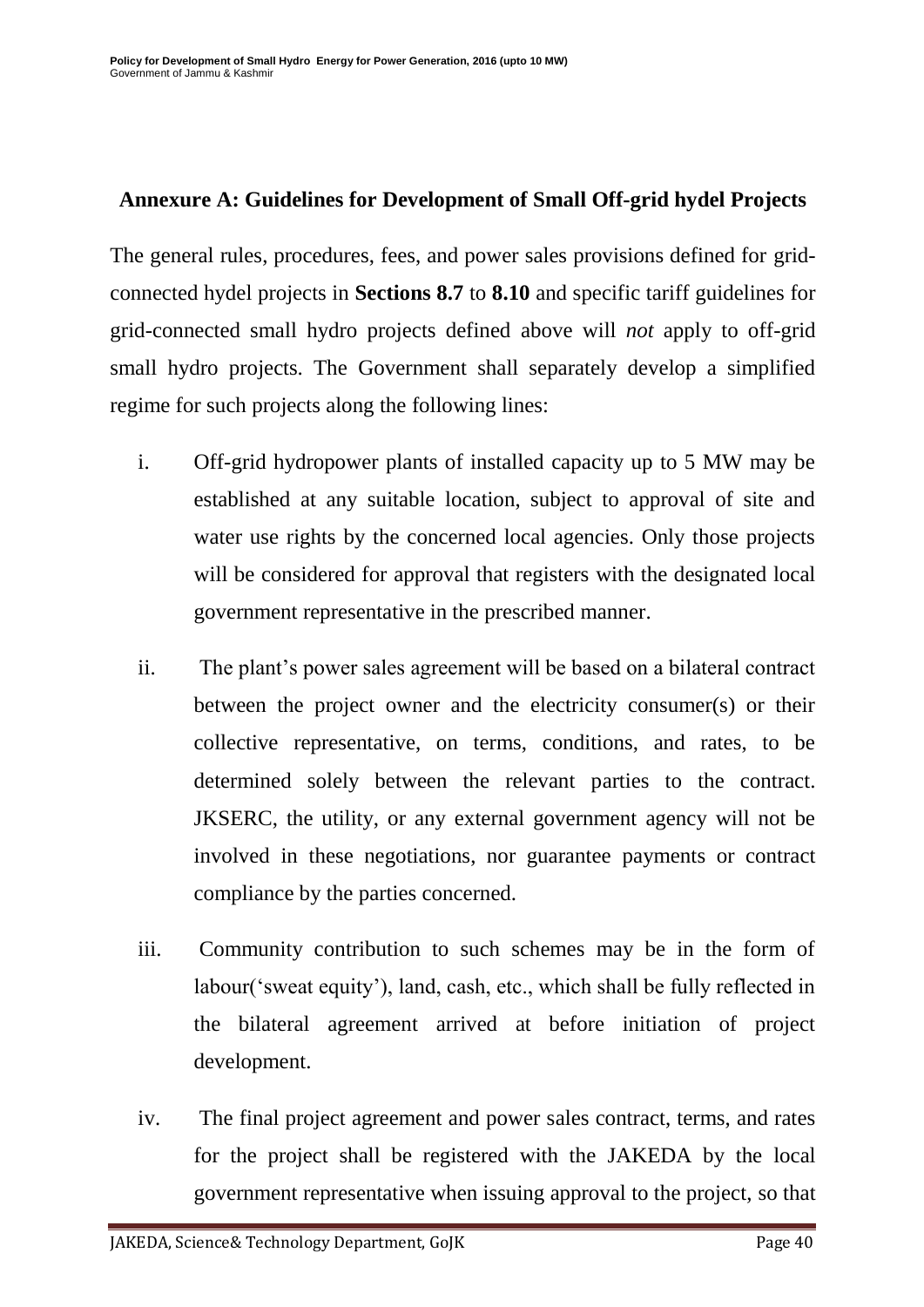## Annexure A: Guidelines for Development of Small Off-grid hydel Projects

The general rules, procedures, fees, and power sales provisions defined for grid-connected hydel projects in **Sections 8.7** to **8.10** and specific tariff guidelines for grid-connected small hydro projects defined above will *not* apply to off-grid small hydro projects. The Government shall separately develop a simplified regime for such projects along the following lines:

i. Off-grid hydropower plants of installed capacity up to 5 MW may be established at any suitable location, subject to approval of site and water use rights by the concerned local agencies. Only those projects will be considered for approval that registers with the designated local government representative in the prescribed manner.

ii. The plant's power sales agreement will be based on a bilateral contract between the project owner and the electricity consumer(s) or their collective representative, on terms, conditions, and rates, to be determined solely between the relevant parties to the contract. JKSERC, the utility, or any external government agency will not be involved in these negotiations, nor guarantee payments or contract compliance by the parties concerned.

iii. Community contribution to such schemes may be in the form of labour('sweat equity'), land, cash, etc., which shall be fully reflected in the bilateral agreement arrived at before initiation of project development.

iv. The final project agreement and power sales contract, terms, and rates for the project shall be registered with the JAKEDA by the local government representative when issuing approval to the project, so that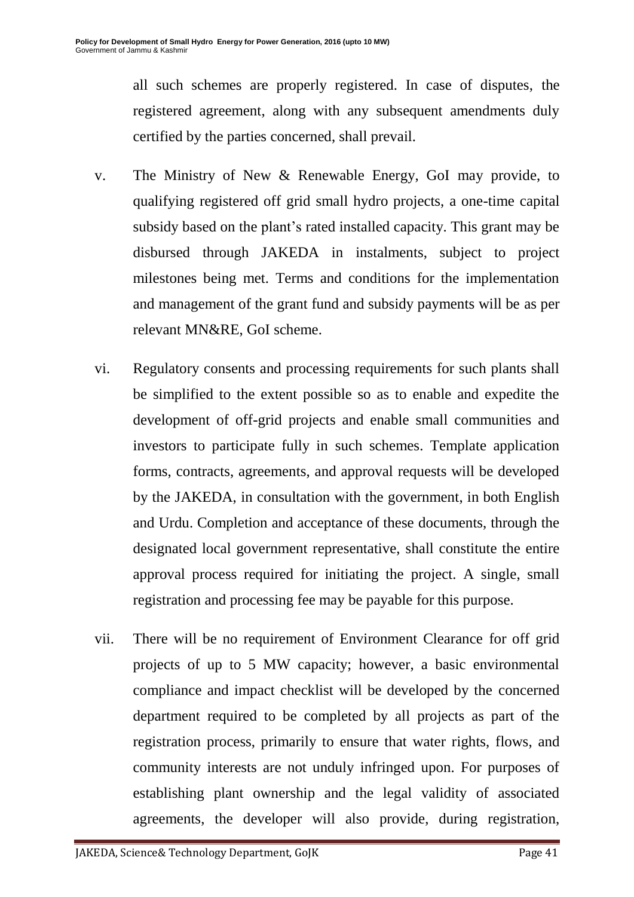all such schemes are properly registered. In case of disputes, the registered agreement, along with any subsequent amendments duly certified by the parties concerned, shall prevail.

v. The Ministry of New & Renewable Energy, GoI may provide, to qualifying registered off grid small hydro projects, a one-time capital subsidy based on the plant's rated installed capacity. This grant may be disbursed through JAKEDA in instalments, subject to project milestones being met. Terms and conditions for the implementation and management of the grant fund and subsidy payments will be as per relevant MN&RE, GoI scheme.

vi. Regulatory consents and processing requirements for such plants shall be simplified to the extent possible so as to enable and expedite the development of off-grid projects and enable small communities and investors to participate fully in such schemes. Template application forms, contracts, agreements, and approval requests will be developed by the JAKEDA, in consultation with the government, in both English and Urdu. Completion and acceptance of these documents, through the designated local government representative, shall constitute the entire approval process required for initiating the project. A single, small registration and processing fee may be payable for this purpose.

vii. There will be no requirement of Environment Clearance for off grid projects of up to 5 MW capacity; however, a basic environmental compliance and impact checklist will be developed by the concerned department required to be completed by all projects as part of the registration process, primarily to ensure that water rights, flows, and community interests are not unduly infringed upon. For purposes of establishing plant ownership and the legal validity of associated agreements, the developer will also provide, during registration,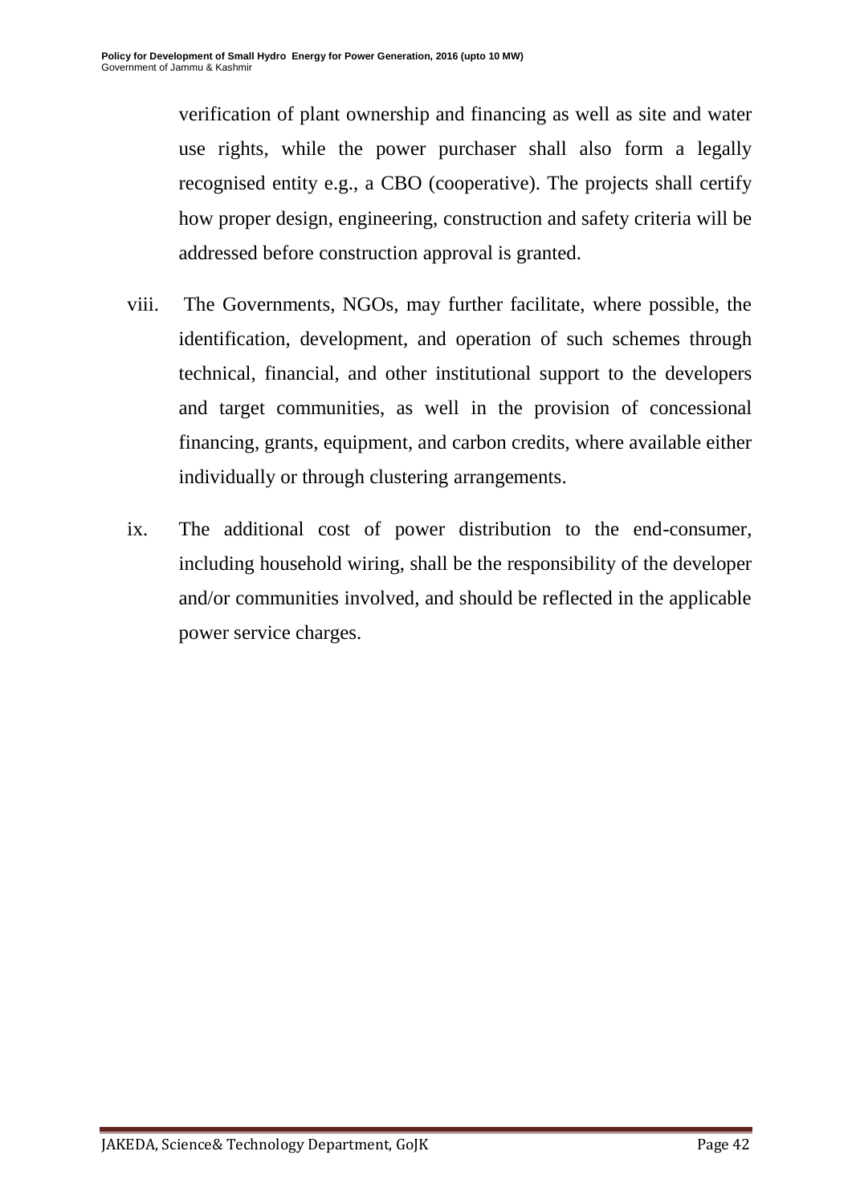verification of plant ownership and financing as well as site and water use rights, while the power purchaser shall also form a legally recognised entity e.g., a CBO (cooperative). The projects shall certify how proper design, engineering, construction and safety criteria will be addressed before construction approval is granted.

viii. The Governments, NGOs, may further facilitate, where possible, the identification, development, and operation of such schemes through technical, financial, and other institutional support to the developers and target communities, as well in the provision of concessional financing, grants, equipment, and carbon credits, where available either individually or through clustering arrangements.

ix. The additional cost of power distribution to the end-consumer, including household wiring, shall be the responsibility of the developer and/or communities involved, and should be reflected in the applicable power service charges.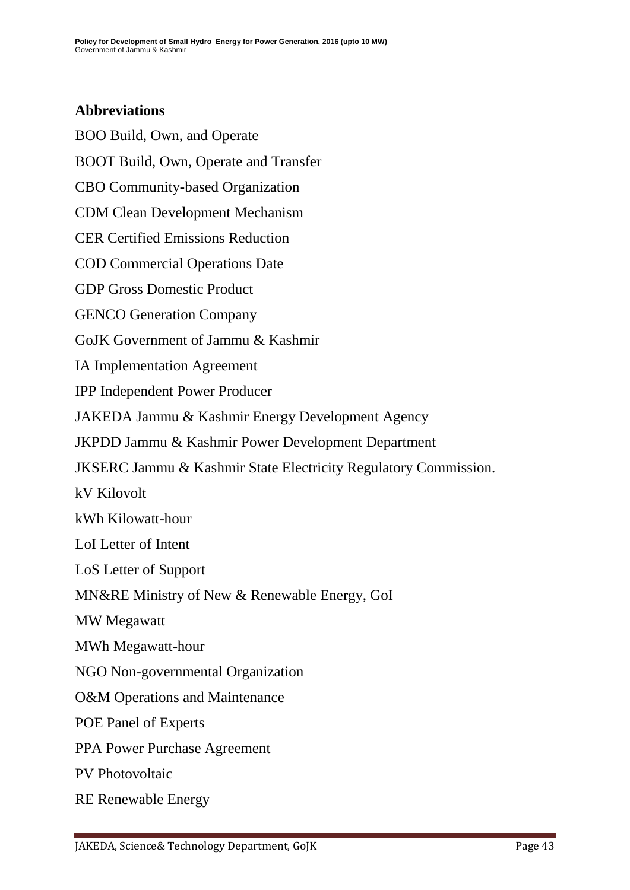## Abbreviations

BOO Build, Own, and Operate

BOOT Build, Own, Operate and Transfer

CBO Community-based Organization

CDM Clean Development Mechanism

CER Certified Emissions Reduction

COD Commercial Operations Date

GDP Gross Domestic Product

GENCO Generation Company

GoJK Government of Jammu & Kashmir

IA Implementation Agreement

IPP Independent Power Producer

JAKEDA Jammu & Kashmir Energy Development Agency

JKPDD Jammu & Kashmir Power Development Department

JKSERC Jammu & Kashmir State Electricity Regulatory Commission.

kV Kilovolt

kWh Kilowatt-hour

LoI Letter of Intent

LoS Letter of Support

MN&RE Ministry of New & Renewable Energy, GoI

MW Megawatt

MWh Megawatt-hour

NGO Non-governmental Organization

O&M Operations and Maintenance

POE Panel of Experts

PPA Power Purchase Agreement

PV Photovoltaic

RE Renewable Energy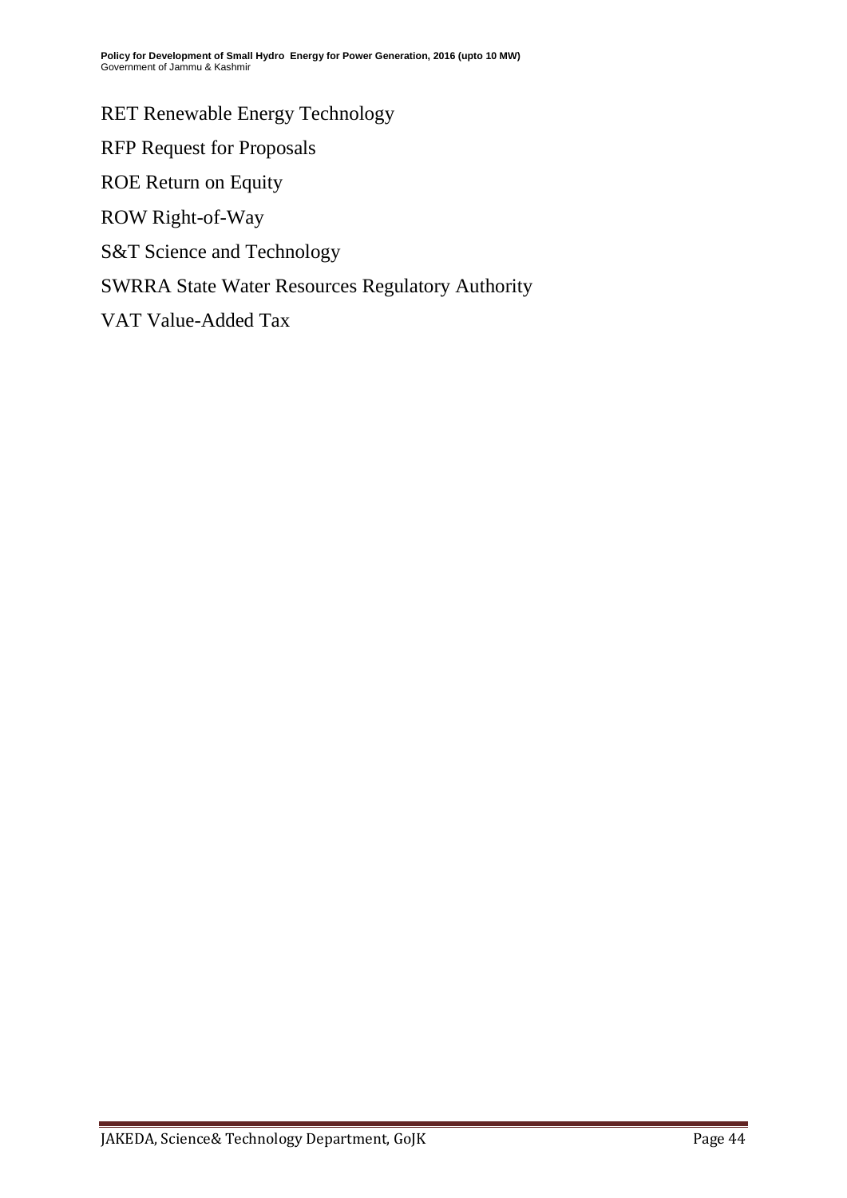RET Renewable Energy Technology

RFP Request for Proposals

ROE Return on Equity

ROW Right-of-Way

S&T Science and Technology

SWRRA State Water Resources Regulatory Authority

VAT Value-Added Tax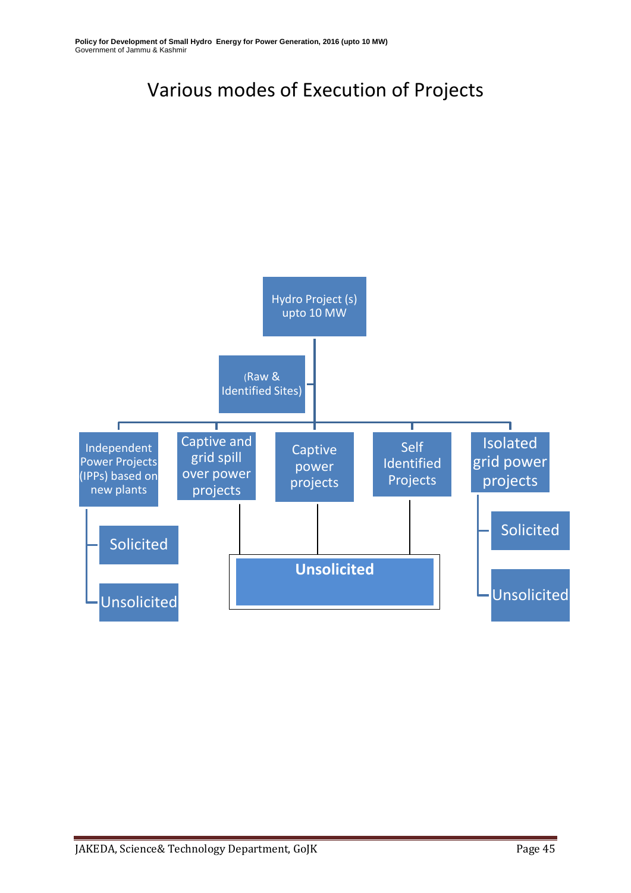# Various modes of Execution of Projects

Hydro Project (s) upto 10 MW

(Raw & Identified Sites)

Independent Power Projects (IPPs) based on new plants

Solicited

Unsolicited

Captive and grid spill over power projects

Captive power projects

Self Identified Projects

Unsolicited

Isolated grid power projects

Solicited

Unsolicited